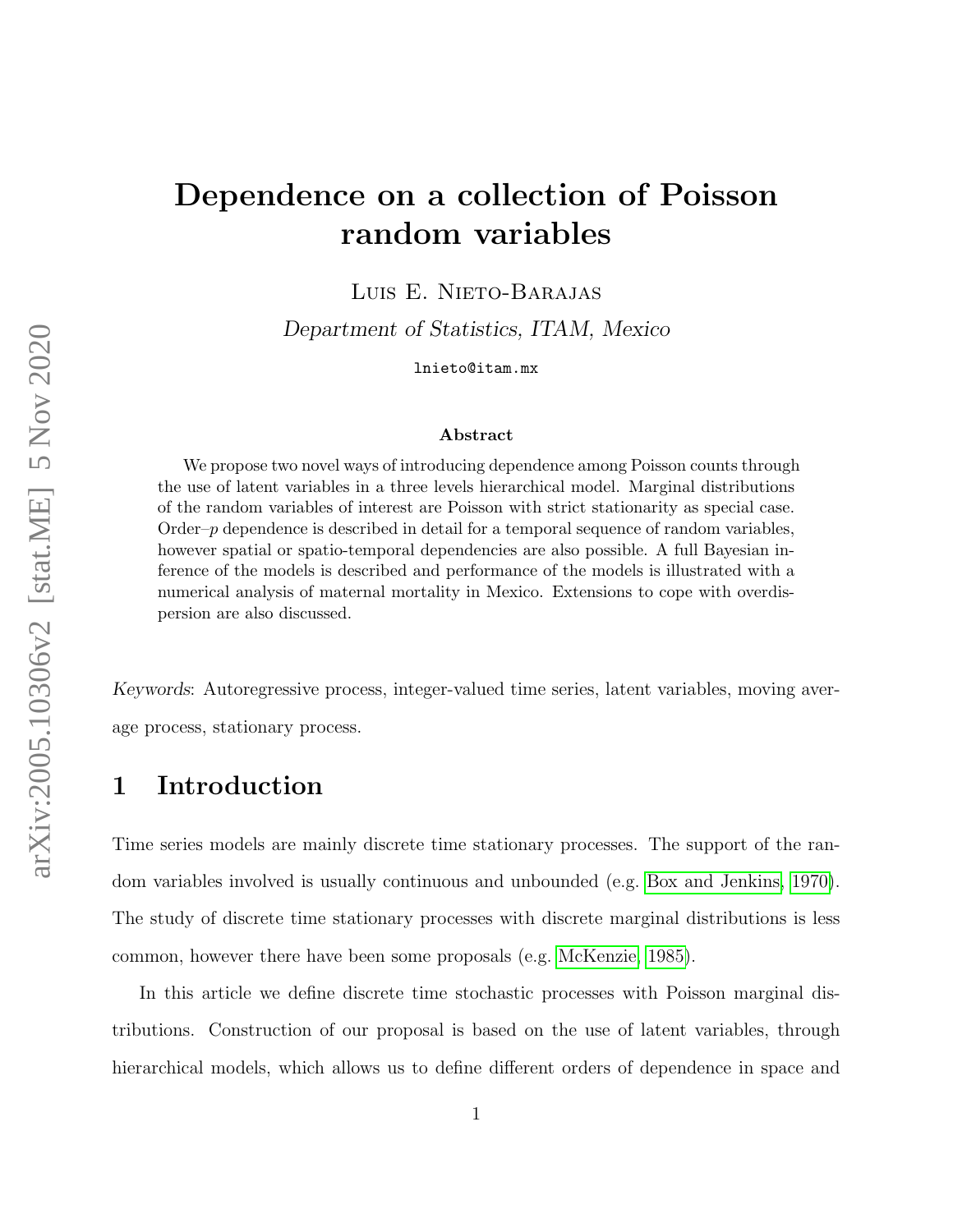# Dependence on a collection of Poisson random variables

Luis E. Nieto-Barajas

*Department of Statistics, ITAM, Mexico*

lnieto@itam.mx

### Abstract

We propose two novel ways of introducing dependence among Poisson counts through the use of latent variables in a three levels hierarchical model. Marginal distributions of the random variables of interest are Poisson with strict stationarity as special case. Order–$p$ dependence is described in detail for a temporal sequence of random variables, however spatial or spatio-temporal dependencies are also possible. A full Bayesian inference of the models is described and performance of the models is illustrated with a numerical analysis of maternal mortality in Mexico. Extensions to cope with overdispersion are also discussed.

*Keywords*: Autoregressive process, integer-valued time series, latent variables, moving average process, stationary process.

## 1 Introduction

Time series models are mainly discrete time stationary processes. The support of the random variables involved is usually continuous and unbounded (e.g. Box and Jenkins, 1970). The study of discrete time stationary processes with discrete marginal distributions is less common, however there have been some proposals (e.g. McKenzie, 1985).

In this article we define discrete time stochastic processes with Poisson marginal distributions. Construction of our proposal is based on the use of latent variables, through hierarchical models, which allows us to define different orders of dependence in space and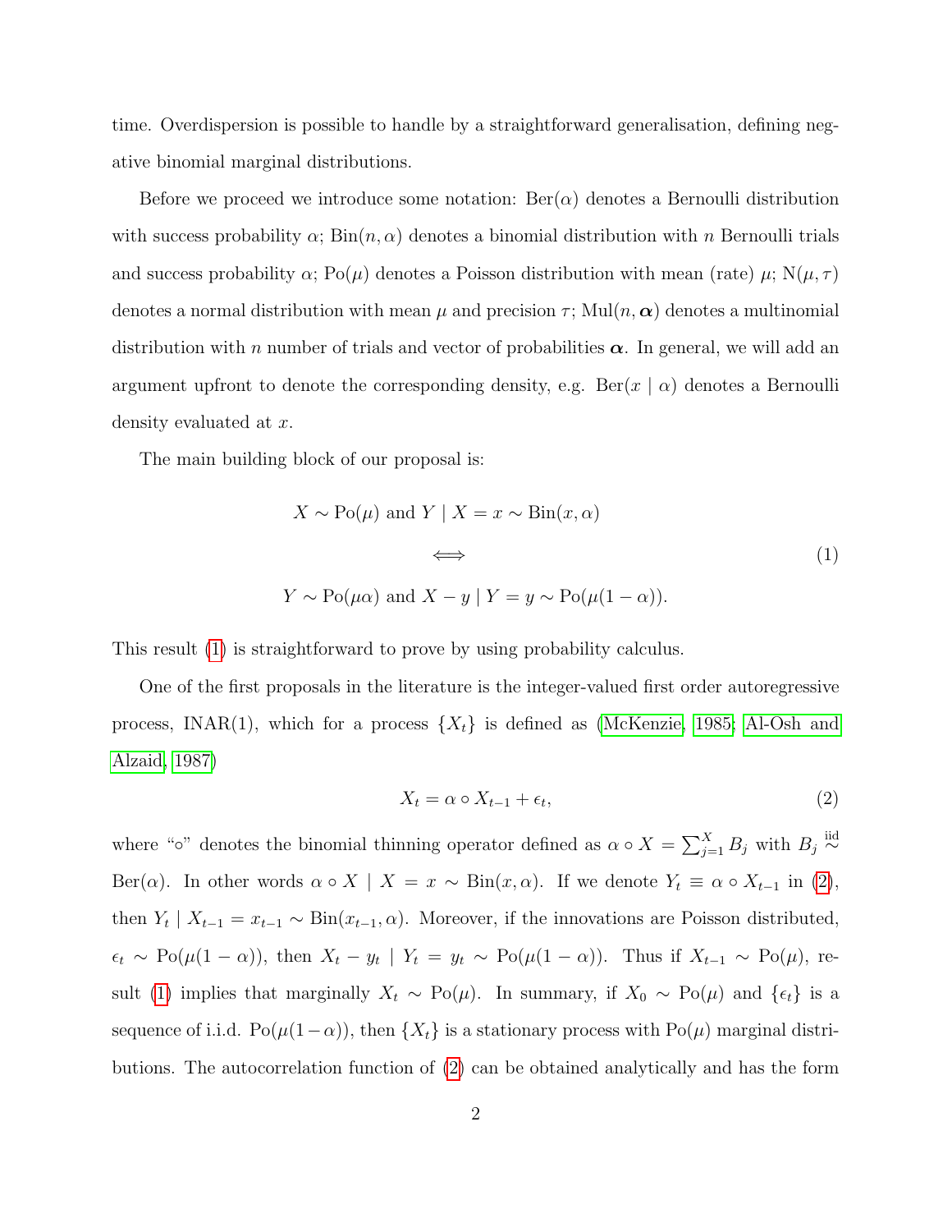time. Overdispersion is possible to handle by a straightforward generalisation, defining negative binomial marginal distributions.

Before we proceed we introduce some notation: $\text{Ber}(\alpha)$ denotes a Bernoulli distribution with success probability $\alpha$; $\text{Bin}(n, \alpha)$ denotes a binomial distribution with $n$ Bernoulli trials and success probability $\alpha$; $\text{Po}(\mu)$ denotes a Poisson distribution with mean (rate) $\mu$; $\text{N}(\mu, \tau)$ denotes a normal distribution with mean $\mu$ and precision $\tau$; $\text{Mul}(n, \boldsymbol{\alpha})$ denotes a multinomial distribution with $n$ number of trials and vector of probabilities $\boldsymbol{\alpha}$. In general, we will add an argument upfront to denote the corresponding density, e.g. $\text{Ber}(x \mid \alpha)$ denotes a Bernoulli density evaluated at $x$.

The main building block of our proposal is:

$$
\begin{gathered}
X \sim \text{Po}(\mu) \text{ and } Y \mid X = x \sim \text{Bin}(x, \alpha) \\
\Longleftrightarrow \\
Y \sim \text{Po}(\mu\alpha) \text{ and } X - y \mid Y = y \sim \text{Po}(\mu(1-\alpha)).
\end{gathered}
\tag{1}
$$

This result (1) is straightforward to prove by using probability calculus.

One of the first proposals in the literature is the integer-valued first order autoregressive process, INAR(1), which for a process $\{X_t\}$ is defined as (McKenzie, 1985; Al-Osh and Alzaid, 1987)

$$
X_t = \alpha \circ X_{t-1} + \epsilon_t, \tag{2}
$$

where "$\circ$" denotes the binomial thinning operator defined as $\alpha \circ X = \sum_{j=1}^{X} B_j$ with $B_j \overset{\text{iid}}{\sim} \text{Ber}(\alpha)$. In other words $\alpha \circ X \mid X = x \sim \text{Bin}(x, \alpha)$. If we denote $Y_t \equiv \alpha \circ X_{t-1}$ in (2), then $Y_t \mid X_{t-1} = x_{t-1} \sim \text{Bin}(x_{t-1}, \alpha)$. Moreover, if the innovations are Poisson distributed, $\epsilon_t \sim \text{Po}(\mu(1-\alpha))$, then $X_t - y_t \mid Y_t = y_t \sim \text{Po}(\mu(1-\alpha))$. Thus if $X_{t-1} \sim \text{Po}(\mu)$, result (1) implies that marginally $X_t \sim \text{Po}(\mu)$. In summary, if $X_0 \sim \text{Po}(\mu)$ and $\{\epsilon_t\}$ is a sequence of i.i.d. $\text{Po}(\mu(1-\alpha))$, then $\{X_t\}$ is a stationary process with $\text{Po}(\mu)$ marginal distributions. The autocorrelation function of (2) can be obtained analytically and has the form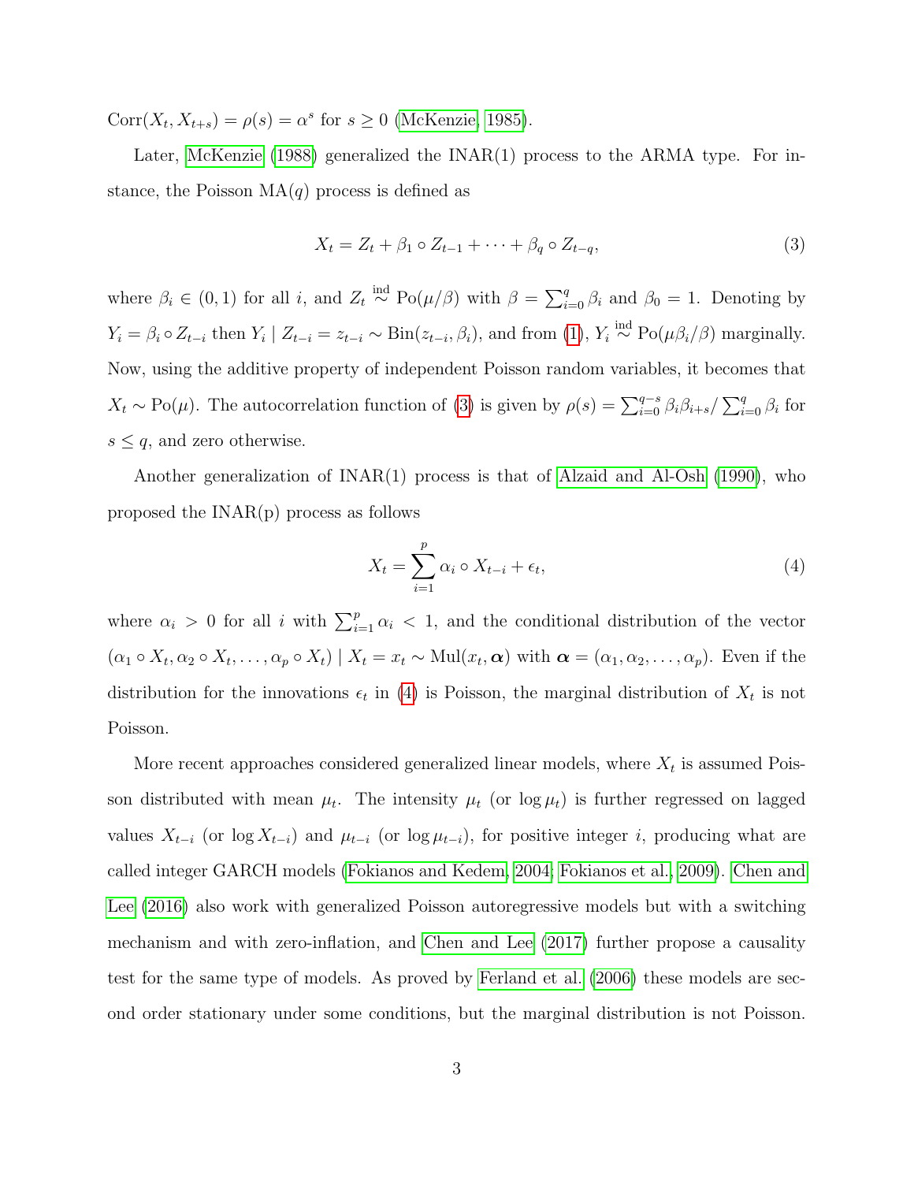$\text{Corr}(X_t, X_{t+s}) = \rho(s) = \alpha^s$ for $s \geq 0$ (McKenzie, 1985).

Later, McKenzie (1988) generalized the INAR(1) process to the ARMA type. For instance, the Poisson MA($q$) process is defined as

$$X_t = Z_t + \beta_1 \circ Z_{t-1} + \cdots + \beta_q \circ Z_{t-q}, \tag{3}$$

where $\beta_i \in (0, 1)$ for all $i$, and $Z_t \overset{\text{ind}}{\sim} \text{Po}(\mu/\beta)$ with $\beta = \sum_{i=0}^{q} \beta_i$ and $\beta_0 = 1$. Denoting by $Y_i = \beta_i \circ Z_{t-i}$ then $Y_i \mid Z_{t-i} = z_{t-i} \sim \text{Bin}(z_{t-i}, \beta_i)$, and from (1), $Y_i \overset{\text{ind}}{\sim} \text{Po}(\mu\beta_i/\beta)$ marginally. Now, using the additive property of independent Poisson random variables, it becomes that $X_t \sim \text{Po}(\mu)$. The autocorrelation function of (3) is given by $\rho(s) = \sum_{i=0}^{q-s} \beta_i \beta_{i+s} / \sum_{i=0}^{q} \beta_i$ for $s \leq q$, and zero otherwise.

Another generalization of INAR(1) process is that of Alzaid and Al-Osh (1990), who proposed the INAR(p) process as follows

$$X_t = \sum_{i=1}^{p} \alpha_i \circ X_{t-i} + \epsilon_t, \tag{4}$$

where $\alpha_i > 0$ for all $i$ with $\sum_{i=1}^{p} \alpha_i < 1$, and the conditional distribution of the vector $(\alpha_1 \circ X_t, \alpha_2 \circ X_t, \ldots, \alpha_p \circ X_t) \mid X_t = x_t \sim \text{Mul}(x_t, \boldsymbol{\alpha})$ with $\boldsymbol{\alpha} = (\alpha_1, \alpha_2, \ldots, \alpha_p)$. Even if the distribution for the innovations $\epsilon_t$ in (4) is Poisson, the marginal distribution of $X_t$ is not Poisson.

More recent approaches considered generalized linear models, where $X_t$ is assumed Poisson distributed with mean $\mu_t$. The intensity $\mu_t$ (or $\log \mu_t$) is further regressed on lagged values $X_{t-i}$ (or $\log X_{t-i}$) and $\mu_{t-i}$ (or $\log \mu_{t-i}$), for positive integer $i$, producing what are called integer GARCH models (Fokianos and Kedem, 2004; Fokianos et al., 2009). Chen and Lee (2016) also work with generalized Poisson autoregressive models but with a switching mechanism and with zero-inflation, and Chen and Lee (2017) further propose a causality test for the same type of models. As proved by Ferland et al. (2006) these models are second order stationary under some conditions, but the marginal distribution is not Poisson.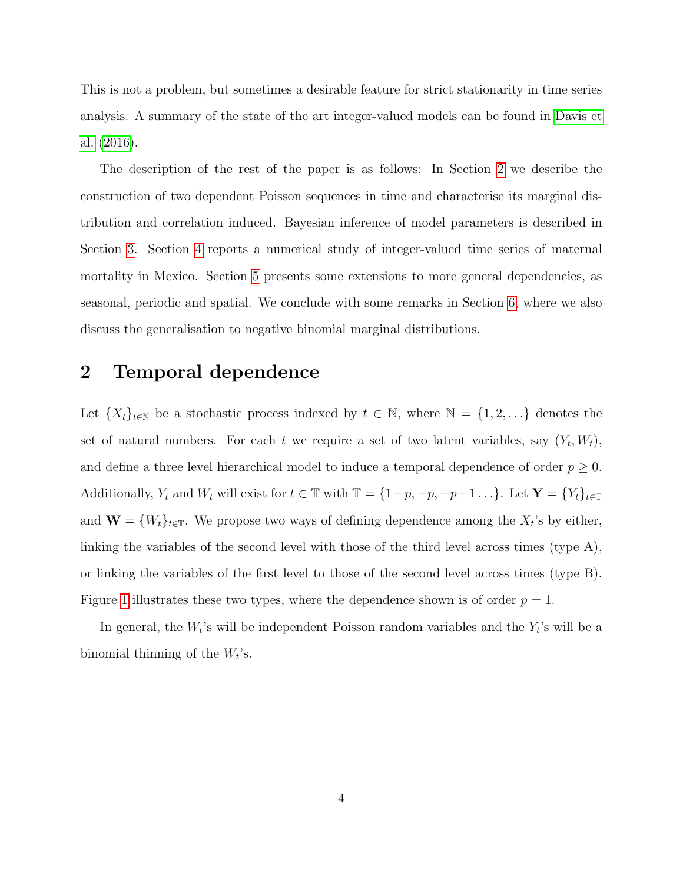This is not a problem, but sometimes a desirable feature for strict stationarity in time series analysis. A summary of the state of the art integer-valued models can be found in Davis et al. (2016).

The description of the rest of the paper is as follows: In Section 2 we describe the construction of two dependent Poisson sequences in time and characterise its marginal distribution and correlation induced. Bayesian inference of model parameters is described in Section 3. Section 4 reports a numerical study of integer-valued time series of maternal mortality in Mexico. Section 5 presents some extensions to more general dependencies, as seasonal, periodic and spatial. We conclude with some remarks in Section 6, where we also discuss the generalisation to negative binomial marginal distributions.

## 2 Temporal dependence

Let $\{X_t\}_{t\in\mathbb{N}}$ be a stochastic process indexed by $t \in \mathbb{N}$, where $\mathbb{N} = \{1, 2, \ldots\}$ denotes the set of natural numbers. For each $t$ we require a set of two latent variables, say $(Y_t, W_t)$, and define a three level hierarchical model to induce a temporal dependence of order $p \geq 0$. Additionally, $Y_t$ and $W_t$ will exist for $t \in \mathbb{T}$ with $\mathbb{T} = \{1-p, -p, -p+1 \ldots\}$. Let $\mathbf{Y} = \{Y_t\}_{t\in\mathbb{T}}$ and $\mathbf{W} = \{W_t\}_{t\in\mathbb{T}}$. We propose two ways of defining dependence among the $X_t$'s by either, linking the variables of the second level with those of the third level across times (type A), or linking the variables of the first level to those of the second level across times (type B). Figure 1 illustrates these two types, where the dependence shown is of order $p = 1$.

In general, the $W_t$'s will be independent Poisson random variables and the $Y_t$'s will be a binomial thinning of the $W_t$'s.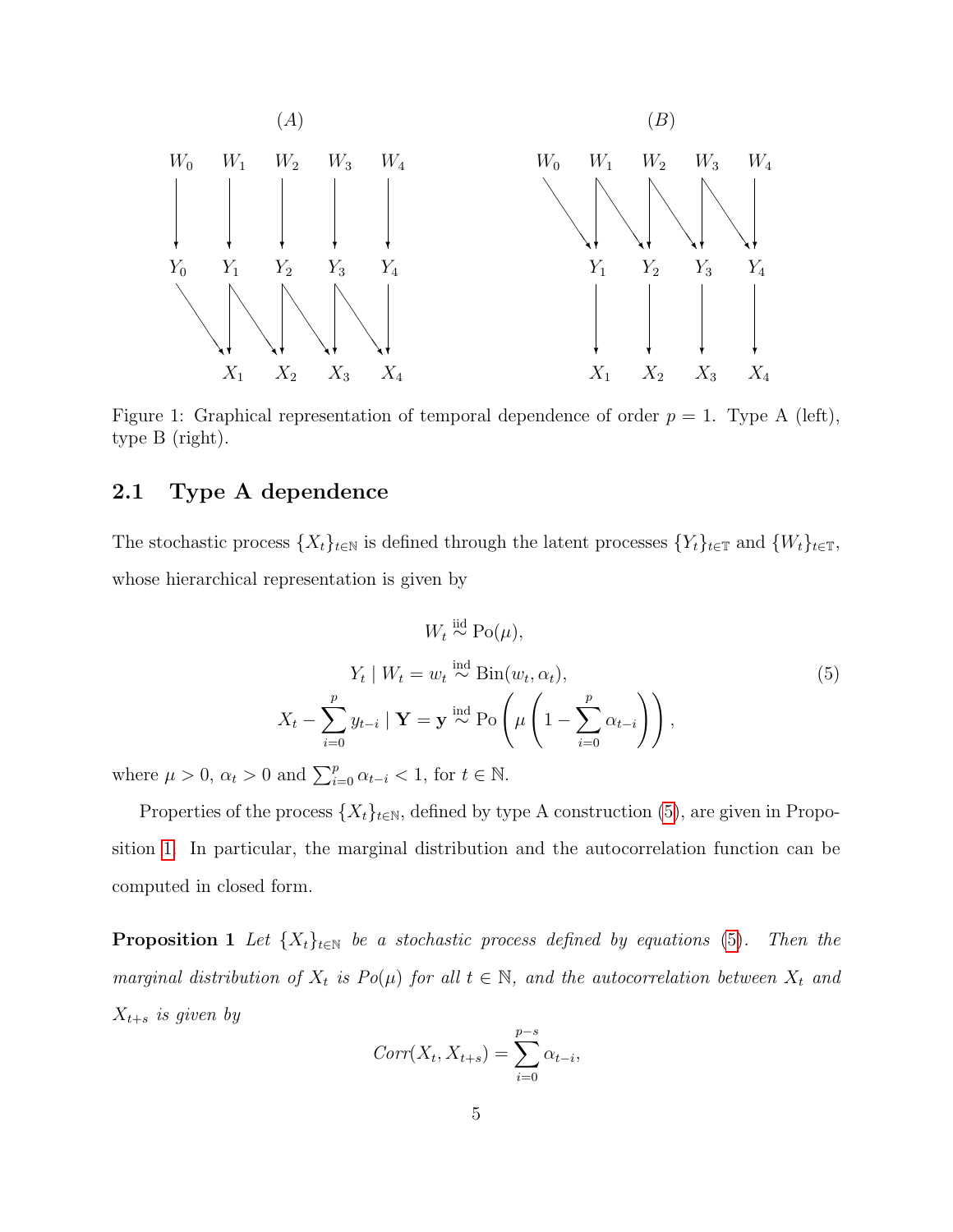Figure 1: Graphical representation of temporal dependence of order $p = 1$. Type A (left), type B (right).

## 2.1 Type A dependence

The stochastic process $\{X_t\}_{t\in\mathbb{N}}$ is defined through the latent processes $\{Y_t\}_{t\in\mathbb{T}}$ and $\{W_t\}_{t\in\mathbb{T}}$, whose hierarchical representation is given by

$$
\begin{aligned}
W_t &\overset{\text{iid}}{\sim} \text{Po}(\mu), \\
Y_t \mid W_t = w_t &\overset{\text{ind}}{\sim} \text{Bin}(w_t, \alpha_t), \\
X_t - \sum_{i=0}^{p} y_{t-i} \mid \mathbf{Y} = \mathbf{y} &\overset{\text{ind}}{\sim} \text{Po}\left(\mu\left(1 - \sum_{i=0}^{p} \alpha_{t-i}\right)\right),
\end{aligned}
\tag{5}
$$

where $\mu > 0$, $\alpha_t > 0$ and $\sum_{i=0}^{p} \alpha_{t-i} < 1$, for $t \in \mathbb{N}$.

Properties of the process $\{X_t\}_{t\in\mathbb{N}}$, defined by type A construction (5), are given in Proposition 1. In particular, the marginal distribution and the autocorrelation function can be computed in closed form.

**Proposition 1** *Let $\{X_t\}_{t\in\mathbb{N}}$ be a stochastic process defined by equations (5). Then the marginal distribution of $X_t$ is Po($\mu$) for all $t \in \mathbb{N}$, and the autocorrelation between $X_t$ and $X_{t+s}$ is given by*

$$
Corr(X_t, X_{t+s}) = \sum_{i=0}^{p-s} \alpha_{t-i},
$$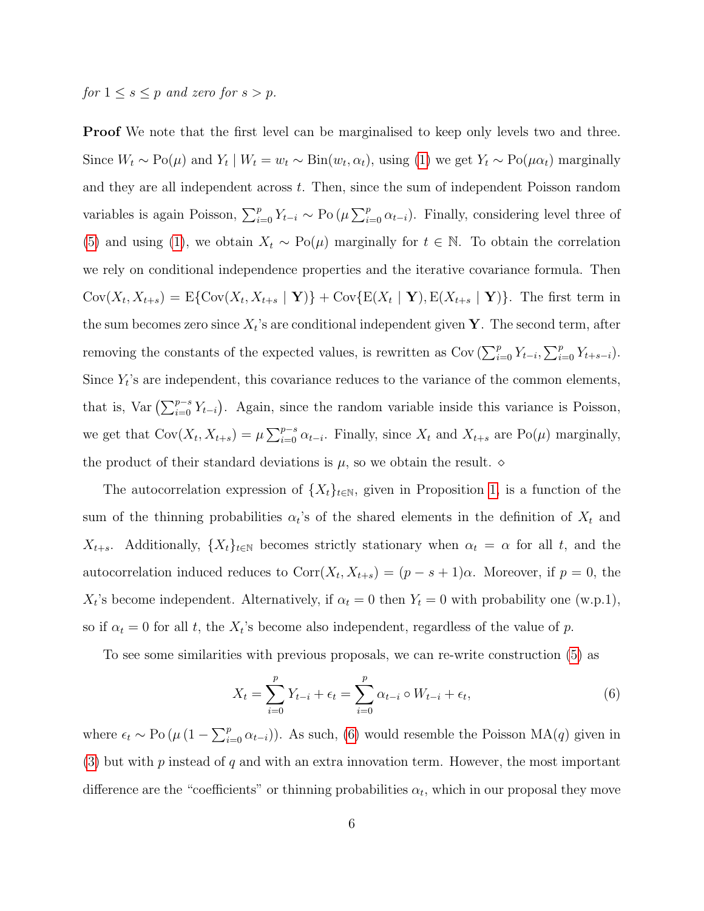*for $1 \leq s \leq p$ and zero for $s > p$.*

**Proof** We note that the first level can be marginalised to keep only levels two and three. Since $W_t \sim \text{Po}(\mu)$ and $Y_t \mid W_t = w_t \sim \text{Bin}(w_t, \alpha_t)$, using (1) we get $Y_t \sim \text{Po}(\mu\alpha_t)$ marginally and they are all independent across $t$. Then, since the sum of independent Poisson random variables is again Poisson, $\sum_{i=0}^{p} Y_{t-i} \sim \text{Po}\left(\mu \sum_{i=0}^{p} \alpha_{t-i}\right)$. Finally, considering level three of (5) and using (1), we obtain $X_t \sim \text{Po}(\mu)$ marginally for $t \in \mathbb{N}$. To obtain the correlation we rely on conditional independence properties and the iterative covariance formula. Then $\text{Cov}(X_t, X_{t+s}) = \text{E}\{\text{Cov}(X_t, X_{t+s} \mid \mathbf{Y})\} + \text{Cov}\{\text{E}(X_t \mid \mathbf{Y}), \text{E}(X_{t+s} \mid \mathbf{Y})\}$. The first term in the sum becomes zero since $X_t$'s are conditional independent given $\mathbf{Y}$. The second term, after removing the constants of the expected values, is rewritten as $\text{Cov}\left(\sum_{i=0}^{p} Y_{t-i}, \sum_{i=0}^{p} Y_{t+s-i}\right)$. Since $Y_t$'s are independent, this covariance reduces to the variance of the common elements, that is, $\text{Var}\left(\sum_{i=0}^{p-s} Y_{t-i}\right)$. Again, since the random variable inside this variance is Poisson, we get that $\text{Cov}(X_t, X_{t+s}) = \mu \sum_{i=0}^{p-s} \alpha_{t-i}$. Finally, since $X_t$ and $X_{t+s}$ are $\text{Po}(\mu)$ marginally, the product of their standard deviations is $\mu$, so we obtain the result. $\diamond$

The autocorrelation expression of $\{X_t\}_{t\in\mathbb{N}}$, given in Proposition 1, is a function of the sum of the thinning probabilities $\alpha_t$'s of the shared elements in the definition of $X_t$ and $X_{t+s}$. Additionally, $\{X_t\}_{t\in\mathbb{N}}$ becomes strictly stationary when $\alpha_t = \alpha$ for all $t$, and the autocorrelation induced reduces to $\text{Corr}(X_t, X_{t+s}) = (p - s + 1)\alpha$. Moreover, if $p = 0$, the $X_t$'s become independent. Alternatively, if $\alpha_t = 0$ then $Y_t = 0$ with probability one (w.p.1), so if $\alpha_t = 0$ for all $t$, the $X_t$'s become also independent, regardless of the value of $p$.

To see some similarities with previous proposals, we can re-write construction (5) as

$$X_t = \sum_{i=0}^{p} Y_{t-i} + \epsilon_t = \sum_{i=0}^{p} \alpha_{t-i} \circ W_{t-i} + \epsilon_t, \tag{6}$$

where $\epsilon_t \sim \text{Po}\left(\mu\left(1 - \sum_{i=0}^{p} \alpha_{t-i}\right)\right)$. As such, (6) would resemble the Poisson MA($q$) given in (3) but with $p$ instead of $q$ and with an extra innovation term. However, the most important difference are the "coefficients" or thinning probabilities $\alpha_t$, which in our proposal they move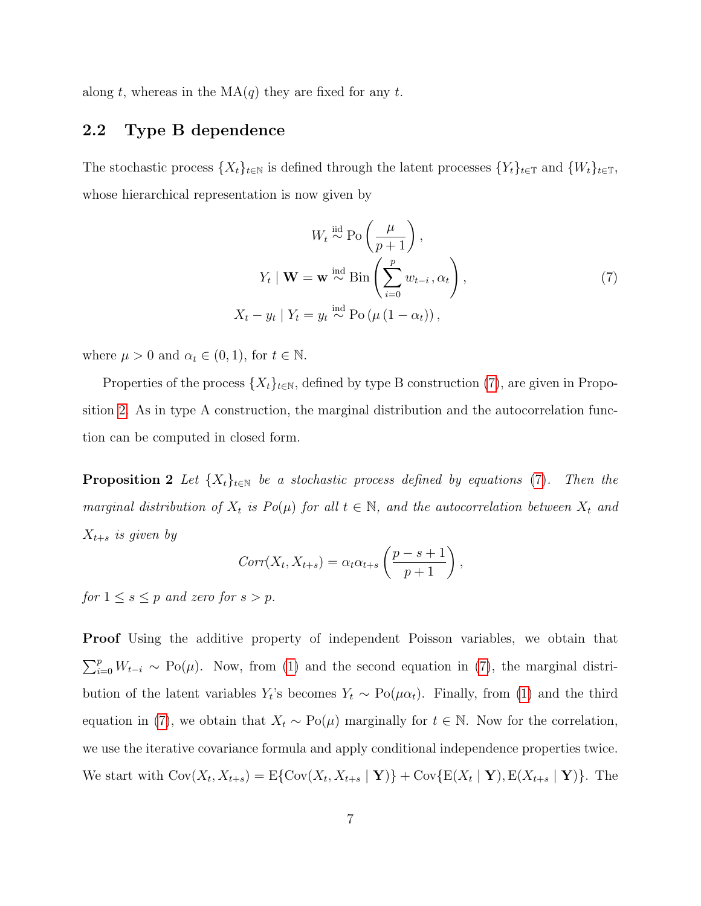along $t$, whereas in the MA($q$) they are fixed for any $t$.

## 2.2 Type B dependence

The stochastic process $\{X_t\}_{t\in\mathbb{N}}$ is defined through the latent processes $\{Y_t\}_{t\in\mathbb{T}}$ and $\{W_t\}_{t\in\mathbb{T}}$, whose hierarchical representation is now given by

$$
\begin{aligned}
W_t &\overset{\text{iid}}{\sim} \text{Po}\left(\frac{\mu}{p+1}\right), \\
Y_t \mid \mathbf{W} = \mathbf{w} &\overset{\text{ind}}{\sim} \text{Bin}\left(\sum_{i=0}^{p} w_{t-i}\,, \alpha_t\right), \\
X_t - y_t \mid Y_t = y_t &\overset{\text{ind}}{\sim} \text{Po}\left(\mu\left(1-\alpha_t\right)\right),
\end{aligned}
\tag{7}
$$

where $\mu > 0$ and $\alpha_t \in (0,1)$, for $t \in \mathbb{N}$.

Properties of the process $\{X_t\}_{t\in\mathbb{N}}$, defined by type B construction (7), are given in Proposition 2. As in type A construction, the marginal distribution and the autocorrelation function can be computed in closed form.

**Proposition 2** *Let $\{X_t\}_{t\in\mathbb{N}}$ be a stochastic process defined by equations (7). Then the marginal distribution of $X_t$ is Po($\mu$) for all $t \in \mathbb{N}$, and the autocorrelation between $X_t$ and $X_{t+s}$ is given by*

$$
Corr(X_t, X_{t+s}) = \alpha_t \alpha_{t+s}\left(\frac{p-s+1}{p+1}\right),
$$

*for $1 \leq s \leq p$ and zero for $s > p$.*

**Proof** Using the additive property of independent Poisson variables, we obtain that $\sum_{i=0}^{p} W_{t-i} \sim \text{Po}(\mu)$. Now, from (1) and the second equation in (7), the marginal distribution of the latent variables $Y_t$'s becomes $Y_t \sim \text{Po}(\mu\alpha_t)$. Finally, from (1) and the third equation in (7), we obtain that $X_t \sim \text{Po}(\mu)$ marginally for $t \in \mathbb{N}$. Now for the correlation, we use the iterative covariance formula and apply conditional independence properties twice. We start with $\text{Cov}(X_t, X_{t+s}) = \text{E}\{\text{Cov}(X_t, X_{t+s} \mid \mathbf{Y})\} + \text{Cov}\{\text{E}(X_t \mid \mathbf{Y}), \text{E}(X_{t+s} \mid \mathbf{Y})\}$. The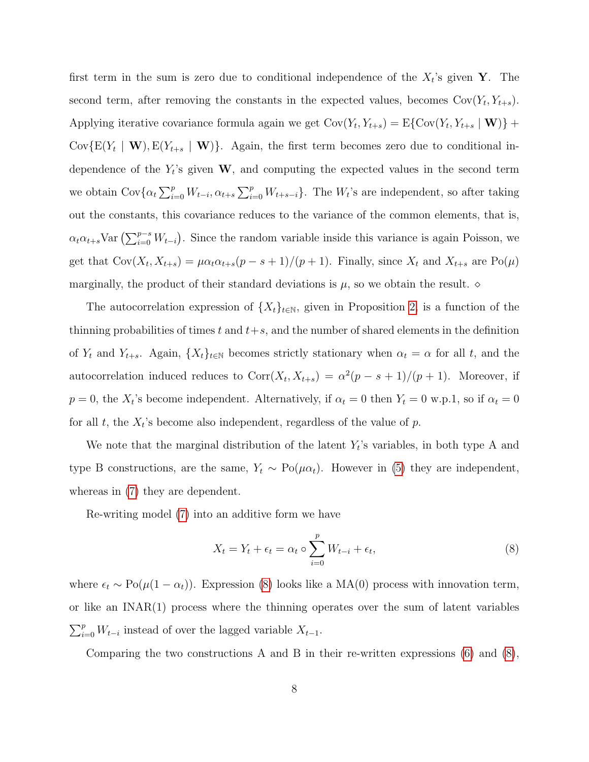first term in the sum is zero due to conditional independence of the $X_t$'s given $\mathbf{Y}$. The second term, after removing the constants in the expected values, becomes $\text{Cov}(Y_t, Y_{t+s})$. Applying iterative covariance formula again we get $\text{Cov}(Y_t, Y_{t+s}) = \text{E}\{\text{Cov}(Y_t, Y_{t+s} \mid \mathbf{W})\} + \text{Cov}\{\text{E}(Y_t \mid \mathbf{W}), \text{E}(Y_{t+s} \mid \mathbf{W})\}$. Again, the first term becomes zero due to conditional independence of the $Y_t$'s given $\mathbf{W}$, and computing the expected values in the second term we obtain $\text{Cov}\{\alpha_t \sum_{i=0}^{p} W_{t-i}, \alpha_{t+s} \sum_{i=0}^{p} W_{t+s-i}\}$. The $W_t$'s are independent, so after taking out the constants, this covariance reduces to the variance of the common elements, that is, $\alpha_t \alpha_{t+s} \text{Var}\left(\sum_{i=0}^{p-s} W_{t-i}\right)$. Since the random variable inside this variance is again Poisson, we get that $\text{Cov}(X_t, X_{t+s}) = \mu \alpha_t \alpha_{t+s}(p - s + 1)/(p + 1)$. Finally, since $X_t$ and $X_{t+s}$ are $\text{Po}(\mu)$ marginally, the product of their standard deviations is $\mu$, so we obtain the result. $\diamond$

The autocorrelation expression of $\{X_t\}_{t \in \mathbb{N}}$, given in Proposition 2, is a function of the thinning probabilities of times $t$ and $t+s$, and the number of shared elements in the definition of $Y_t$ and $Y_{t+s}$. Again, $\{X_t\}_{t \in \mathbb{N}}$ becomes strictly stationary when $\alpha_t = \alpha$ for all $t$, and the autocorrelation induced reduces to $\text{Corr}(X_t, X_{t+s}) = \alpha^2(p - s + 1)/(p + 1)$. Moreover, if $p = 0$, the $X_t$'s become independent. Alternatively, if $\alpha_t = 0$ then $Y_t = 0$ w.p.1, so if $\alpha_t = 0$ for all $t$, the $X_t$'s become also independent, regardless of the value of $p$.

We note that the marginal distribution of the latent $Y_t$'s variables, in both type A and type B constructions, are the same, $Y_t \sim \text{Po}(\mu \alpha_t)$. However in (5) they are independent, whereas in (7) they are dependent.

Re-writing model (7) into an additive form we have

$$X_t = Y_t + \epsilon_t = \alpha_t \circ \sum_{i=0}^{p} W_{t-i} + \epsilon_t, \tag{8}$$

where $\epsilon_t \sim \text{Po}(\mu(1 - \alpha_t))$. Expression (8) looks like a MA(0) process with innovation term, or like an INAR(1) process where the thinning operates over the sum of latent variables $\sum_{i=0}^{p} W_{t-i}$ instead of over the lagged variable $X_{t-1}$.

Comparing the two constructions A and B in their re-written expressions (6) and (8),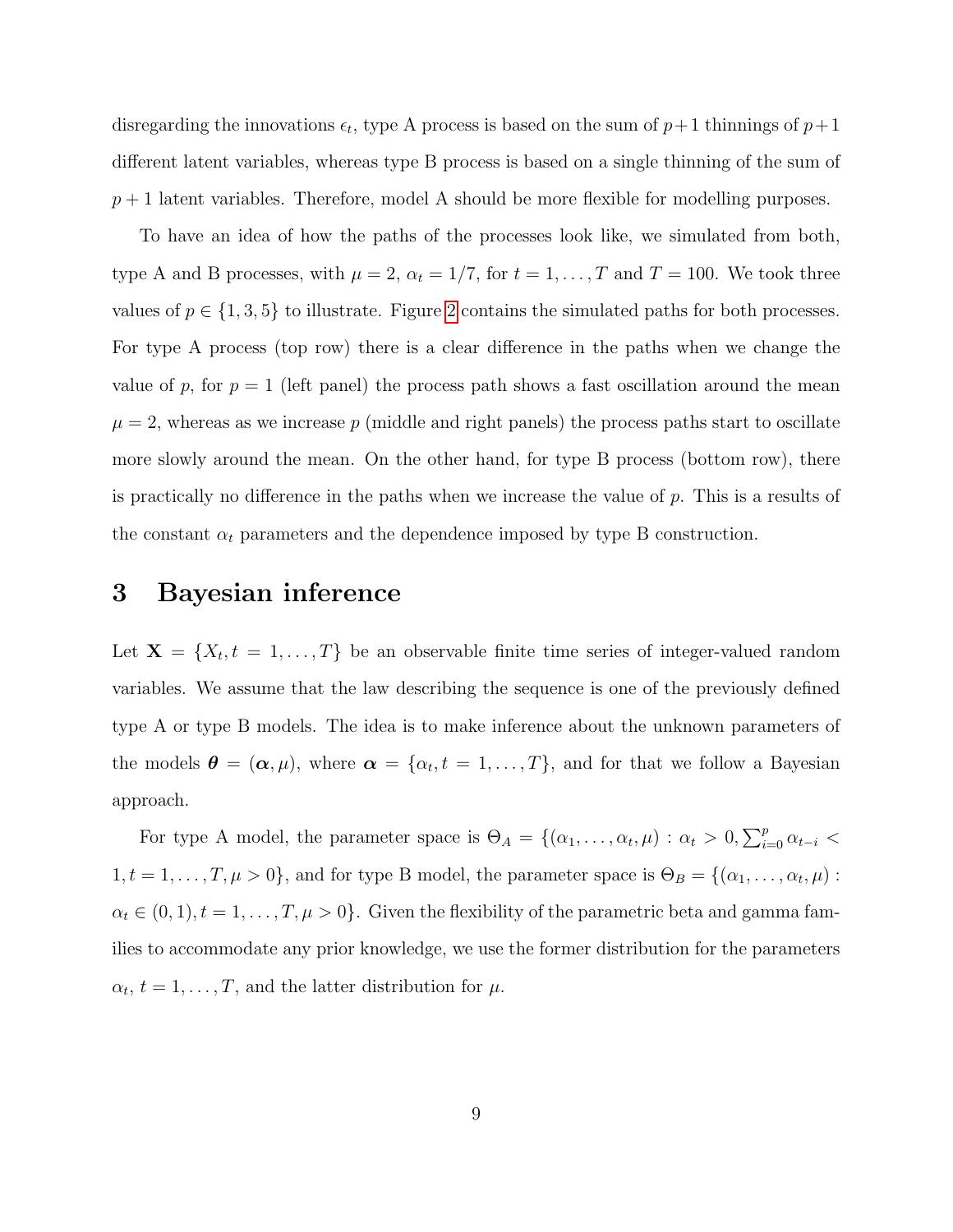disregarding the innovations $\epsilon_t$, type A process is based on the sum of $p+1$ thinnings of $p+1$ different latent variables, whereas type B process is based on a single thinning of the sum of $p+1$ latent variables. Therefore, model A should be more flexible for modelling purposes.

To have an idea of how the paths of the processes look like, we simulated from both, type A and B processes, with $\mu = 2$, $\alpha_t = 1/7$, for $t = 1, \ldots, T$ and $T = 100$. We took three values of $p \in \{1, 3, 5\}$ to illustrate. Figure 2 contains the simulated paths for both processes. For type A process (top row) there is a clear difference in the paths when we change the value of $p$, for $p = 1$ (left panel) the process path shows a fast oscillation around the mean $\mu = 2$, whereas as we increase $p$ (middle and right panels) the process paths start to oscillate more slowly around the mean. On the other hand, for type B process (bottom row), there is practically no difference in the paths when we increase the value of $p$. This is a results of the constant $\alpha_t$ parameters and the dependence imposed by type B construction.

# 3 Bayesian inference

Let $\mathbf{X} = \{X_t, t = 1, \ldots, T\}$ be an observable finite time series of integer-valued random variables. We assume that the law describing the sequence is one of the previously defined type A or type B models. The idea is to make inference about the unknown parameters of the models $\boldsymbol{\theta} = (\boldsymbol{\alpha}, \mu)$, where $\boldsymbol{\alpha} = \{\alpha_t, t = 1, \ldots, T\}$, and for that we follow a Bayesian approach.

For type A model, the parameter space is $\Theta_A = \{(\alpha_1, \ldots, \alpha_t, \mu) : \alpha_t > 0, \sum_{i=0}^{p} \alpha_{t-i} < 1, t = 1, \ldots, T, \mu > 0\}$, and for type B model, the parameter space is $\Theta_B = \{(\alpha_1, \ldots, \alpha_t, \mu) : \alpha_t \in (0, 1), t = 1, \ldots, T, \mu > 0\}$. Given the flexibility of the parametric beta and gamma families to accommodate any prior knowledge, we use the former distribution for the parameters $\alpha_t$, $t = 1, \ldots, T$, and the latter distribution for $\mu$.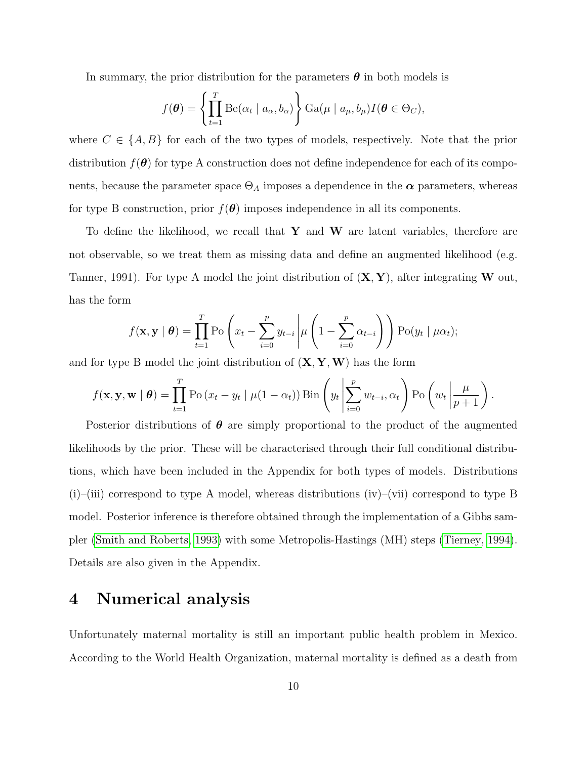In summary, the prior distribution for the parameters $\boldsymbol{\theta}$ in both models is

$$f(\boldsymbol{\theta}) = \left\{ \prod_{t=1}^{T} \mathrm{Be}(\alpha_t \mid a_\alpha, b_\alpha) \right\} \mathrm{Ga}(\mu \mid a_\mu, b_\mu) I(\boldsymbol{\theta} \in \Theta_C),$$

where $C \in \{A, B\}$ for each of the two types of models, respectively. Note that the prior distribution $f(\boldsymbol{\theta})$ for type A construction does not define independence for each of its components, because the parameter space $\Theta_A$ imposes a dependence in the $\boldsymbol{\alpha}$ parameters, whereas for type B construction, prior $f(\boldsymbol{\theta})$ imposes independence in all its components.

To define the likelihood, we recall that $\mathbf{Y}$ and $\mathbf{W}$ are latent variables, therefore are not observable, so we treat them as missing data and define an augmented likelihood (e.g. Tanner, 1991). For type A model the joint distribution of $(\mathbf{X}, \mathbf{Y})$, after integrating $\mathbf{W}$ out, has the form

$$f(\mathbf{x}, \mathbf{y} \mid \boldsymbol{\theta}) = \prod_{t=1}^{T} \mathrm{Po}\left( x_t - \sum_{i=0}^{p} y_{t-i} \,\middle|\, \mu \left( 1 - \sum_{i=0}^{p} \alpha_{t-i} \right) \right) \mathrm{Po}(y_t \mid \mu \alpha_t);$$

and for type B model the joint distribution of $(\mathbf{X}, \mathbf{Y}, \mathbf{W})$ has the form

$$f(\mathbf{x}, \mathbf{y}, \mathbf{w} \mid \boldsymbol{\theta}) = \prod_{t=1}^{T} \mathrm{Po}\left( x_t - y_t \mid \mu(1 - \alpha_t) \right) \mathrm{Bin}\left( y_t \,\middle|\, \sum_{i=0}^{p} w_{t-i}, \alpha_t \right) \mathrm{Po}\left( w_t \,\middle|\, \frac{\mu}{p+1} \right).$$

Posterior distributions of $\boldsymbol{\theta}$ are simply proportional to the product of the augmented likelihoods by the prior. These will be characterised through their full conditional distributions, which have been included in the Appendix for both types of models. Distributions (i)–(iii) correspond to type A model, whereas distributions (iv)–(vii) correspond to type B model. Posterior inference is therefore obtained through the implementation of a Gibbs sampler (Smith and Roberts, 1993) with some Metropolis-Hastings (MH) steps (Tierney, 1994). Details are also given in the Appendix.

# 4 Numerical analysis

Unfortunately maternal mortality is still an important public health problem in Mexico. According to the World Health Organization, maternal mortality is defined as a death from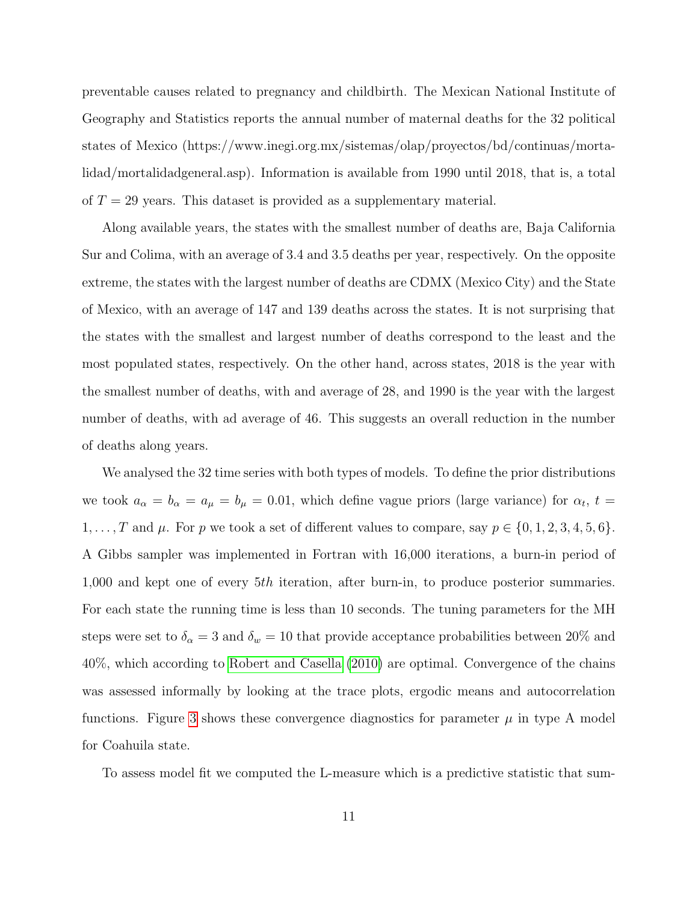preventable causes related to pregnancy and childbirth. The Mexican National Institute of Geography and Statistics reports the annual number of maternal deaths for the 32 political states of Mexico (https://www.inegi.org.mx/sistemas/olap/proyectos/bd/continuas/mortalidad/mortalidadgeneral.asp). Information is available from 1990 until 2018, that is, a total of $T = 29$ years. This dataset is provided as a supplementary material.

Along available years, the states with the smallest number of deaths are, Baja California Sur and Colima, with an average of 3.4 and 3.5 deaths per year, respectively. On the opposite extreme, the states with the largest number of deaths are CDMX (Mexico City) and the State of Mexico, with an average of 147 and 139 deaths across the states. It is not surprising that the states with the smallest and largest number of deaths correspond to the least and the most populated states, respectively. On the other hand, across states, 2018 is the year with the smallest number of deaths, with and average of 28, and 1990 is the year with the largest number of deaths, with ad average of 46. This suggests an overall reduction in the number of deaths along years.

We analysed the 32 time series with both types of models. To define the prior distributions we took $a_\alpha = b_\alpha = a_\mu = b_\mu = 0.01$, which define vague priors (large variance) for $\alpha_t$, $t = 1, \ldots, T$ and $\mu$. For $p$ we took a set of different values to compare, say $p \in \{0, 1, 2, 3, 4, 5, 6\}$. A Gibbs sampler was implemented in Fortran with 16,000 iterations, a burn-in period of 1,000 and kept one of every $5th$ iteration, after burn-in, to produce posterior summaries. For each state the running time is less than 10 seconds. The tuning parameters for the MH steps were set to $\delta_\alpha = 3$ and $\delta_w = 10$ that provide acceptance probabilities between 20% and 40%, which according to Robert and Casella (2010) are optimal. Convergence of the chains was assessed informally by looking at the trace plots, ergodic means and autocorrelation functions. Figure 3 shows these convergence diagnostics for parameter $\mu$ in type A model for Coahuila state.

To assess model fit we computed the L-measure which is a predictive statistic that sum-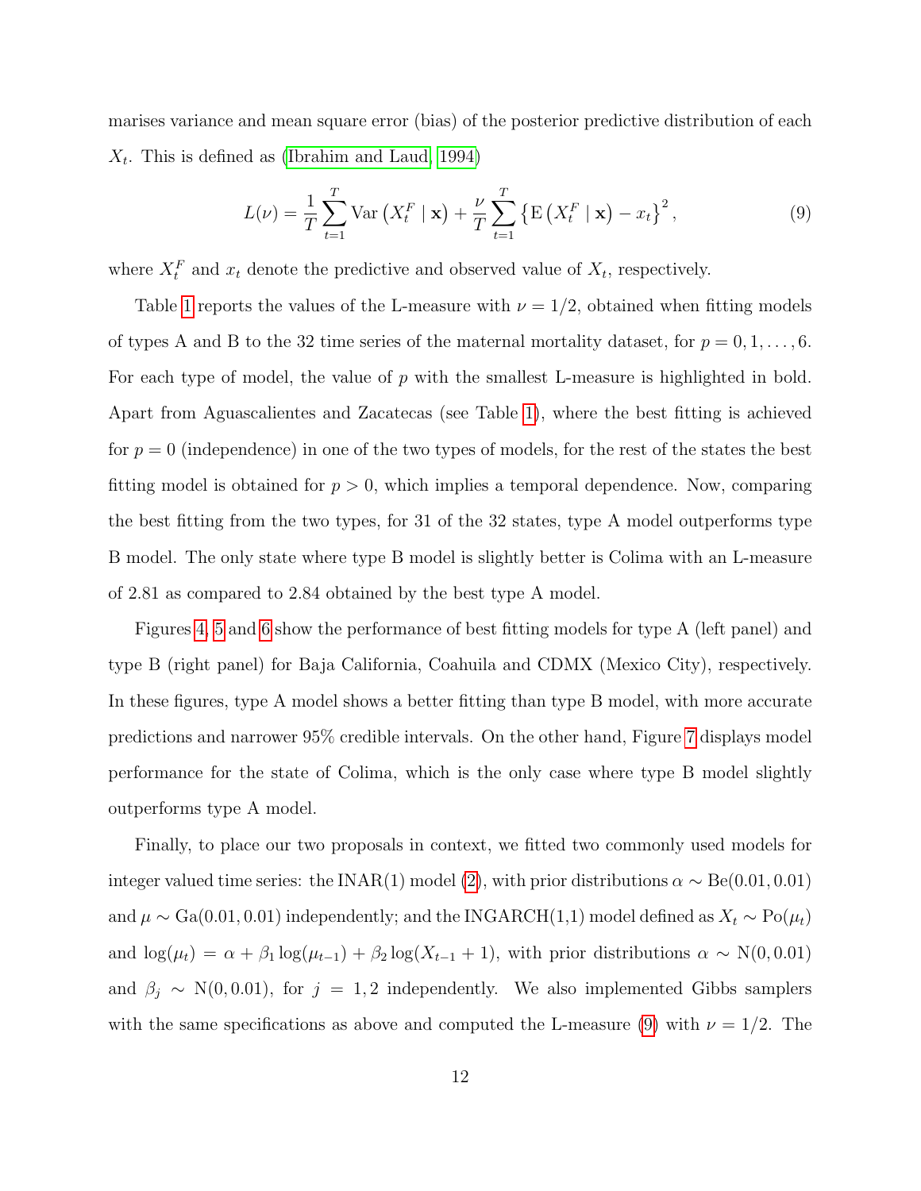marises variance and mean square error (bias) of the posterior predictive distribution of each $X_t$. This is defined as (Ibrahim and Laud, 1994)

$$L(\nu) = \frac{1}{T}\sum_{t=1}^{T} \mathrm{Var}\left(X_t^F \mid \mathbf{x}\right) + \frac{\nu}{T}\sum_{t=1}^{T}\left\{\mathrm{E}\left(X_t^F \mid \mathbf{x}\right) - x_t\right\}^2, \tag{9}$$

where $X_t^F$ and $x_t$ denote the predictive and observed value of $X_t$, respectively.

Table 1 reports the values of the L-measure with $\nu = 1/2$, obtained when fitting models of types A and B to the 32 time series of the maternal mortality dataset, for $p = 0, 1, \ldots, 6$. For each type of model, the value of $p$ with the smallest L-measure is highlighted in bold. Apart from Aguascalientes and Zacatecas (see Table 1), where the best fitting is achieved for $p = 0$ (independence) in one of the two types of models, for the rest of the states the best fitting model is obtained for $p > 0$, which implies a temporal dependence. Now, comparing the best fitting from the two types, for 31 of the 32 states, type A model outperforms type B model. The only state where type B model is slightly better is Colima with an L-measure of 2.81 as compared to 2.84 obtained by the best type A model.

Figures 4, 5 and 6 show the performance of best fitting models for type A (left panel) and type B (right panel) for Baja California, Coahuila and CDMX (Mexico City), respectively. In these figures, type A model shows a better fitting than type B model, with more accurate predictions and narrower 95% credible intervals. On the other hand, Figure 7 displays model performance for the state of Colima, which is the only case where type B model slightly outperforms type A model.

Finally, to place our two proposals in context, we fitted two commonly used models for integer valued time series: the INAR(1) model (2), with prior distributions $\alpha \sim \mathrm{Be}(0.01, 0.01)$ and $\mu \sim \mathrm{Ga}(0.01, 0.01)$ independently; and the INGARCH(1,1) model defined as $X_t \sim \mathrm{Po}(\mu_t)$ and $\log(\mu_t) = \alpha + \beta_1 \log(\mu_{t-1}) + \beta_2 \log(X_{t-1} + 1)$, with prior distributions $\alpha \sim \mathrm{N}(0, 0.01)$ and $\beta_j \sim \mathrm{N}(0, 0.01)$, for $j = 1, 2$ independently. We also implemented Gibbs samplers with the same specifications as above and computed the L-measure (9) with $\nu = 1/2$. The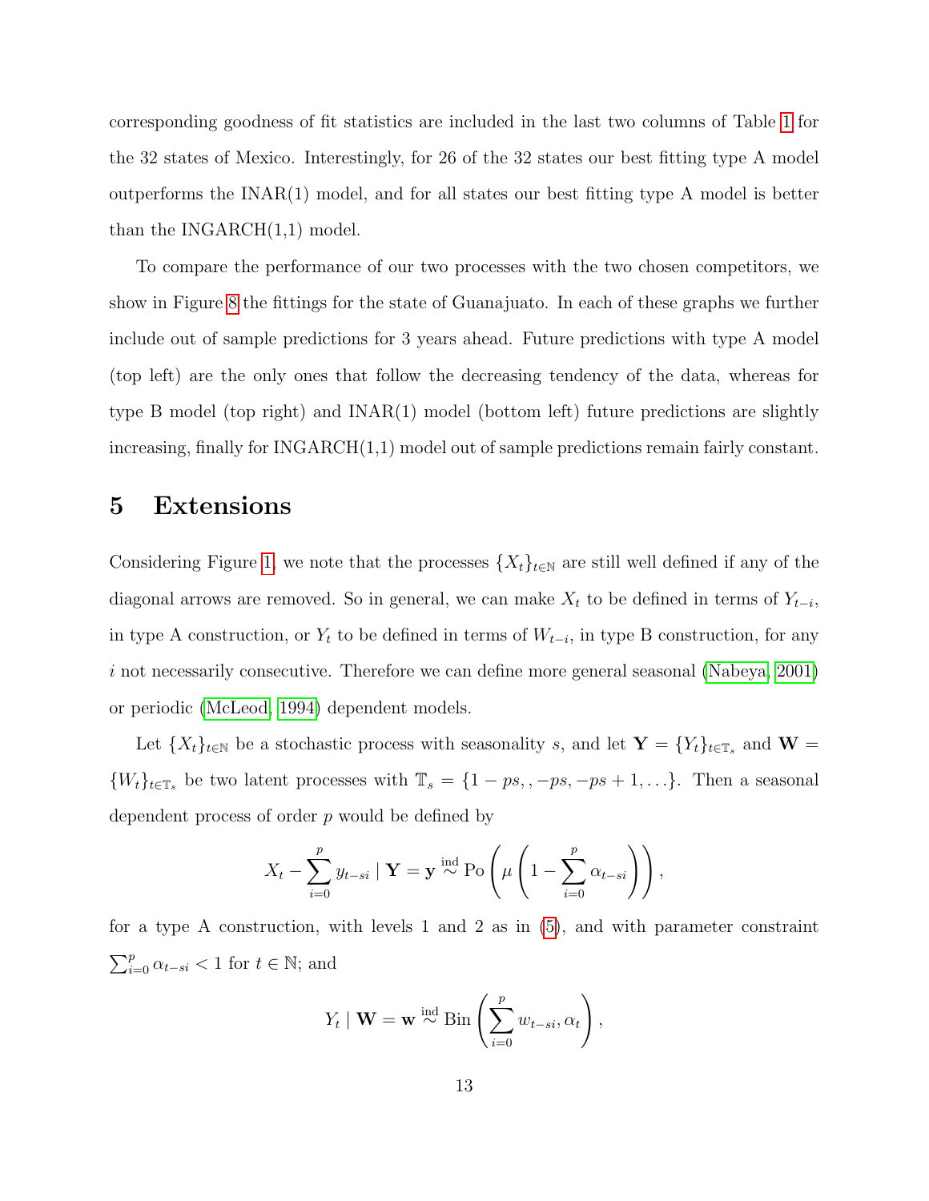corresponding goodness of fit statistics are included in the last two columns of Table 1 for the 32 states of Mexico. Interestingly, for 26 of the 32 states our best fitting type A model outperforms the INAR(1) model, and for all states our best fitting type A model is better than the INGARCH(1,1) model.

To compare the performance of our two processes with the two chosen competitors, we show in Figure 8 the fittings for the state of Guanajuato. In each of these graphs we further include out of sample predictions for 3 years ahead. Future predictions with type A model (top left) are the only ones that follow the decreasing tendency of the data, whereas for type B model (top right) and INAR(1) model (bottom left) future predictions are slightly increasing, finally for INGARCH(1,1) model out of sample predictions remain fairly constant.

# 5 Extensions

Considering Figure 1, we note that the processes $\{X_t\}_{t\in\mathbb{N}}$ are still well defined if any of the diagonal arrows are removed. So in general, we can make $X_t$ to be defined in terms of $Y_{t-i}$, in type A construction, or $Y_t$ to be defined in terms of $W_{t-i}$, in type B construction, for any $i$ not necessarily consecutive. Therefore we can define more general seasonal (Nabeya, 2001) or periodic (McLeod, 1994) dependent models.

Let $\{X_t\}_{t\in\mathbb{N}}$ be a stochastic process with seasonality $s$, and let $\mathbf{Y} = \{Y_t\}_{t\in\mathbb{T}_s}$ and $\mathbf{W} = \{W_t\}_{t\in\mathbb{T}_s}$ be two latent processes with $\mathbb{T}_s = \{1-ps, , -ps, -ps+1, \ldots\}$. Then a seasonal dependent process of order $p$ would be defined by

$$X_t - \sum_{i=0}^{p} y_{t-si} \mid \mathbf{Y} = \mathbf{y} \overset{\text{ind}}{\sim} \text{Po}\left(\mu\left(1 - \sum_{i=0}^{p} \alpha_{t-si}\right)\right),$$

for a type A construction, with levels 1 and 2 as in (5), and with parameter constraint $\sum_{i=0}^{p} \alpha_{t-si} < 1$ for $t \in \mathbb{N}$; and

$$Y_t \mid \mathbf{W} = \mathbf{w} \overset{\text{ind}}{\sim} \text{Bin}\left(\sum_{i=0}^{p} w_{t-si}, \alpha_t\right),$$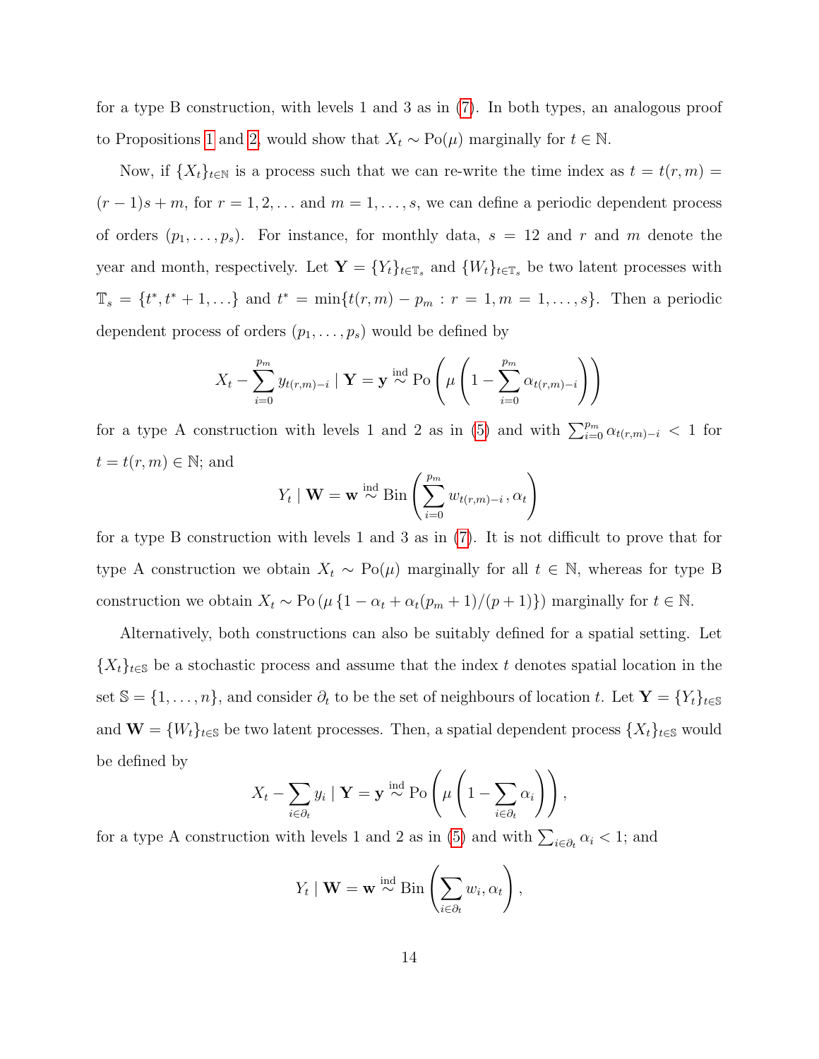for a type B construction, with levels 1 and 3 as in (7). In both types, an analogous proof to Propositions 1 and 2, would show that $X_t \sim \text{Po}(\mu)$ marginally for $t \in \mathbb{N}$.

Now, if $\{X_t\}_{t\in\mathbb{N}}$ is a process such that we can re-write the time index as $t = t(r,m) = (r-1)s + m$, for $r = 1, 2, \dots$ and $m = 1, \dots, s$, we can define a periodic dependent process of orders $(p_1, \dots, p_s)$. For instance, for monthly data, $s = 12$ and $r$ and $m$ denote the year and month, respectively. Let $\mathbf{Y} = \{Y_t\}_{t\in\mathbb{T}_s}$ and $\{W_t\}_{t\in\mathbb{T}_s}$ be two latent processes with $\mathbb{T}_s = \{t^*, t^*+1, \dots\}$ and $t^* = \min\{t(r,m) - p_m : r = 1, m = 1, \dots, s\}$. Then a periodic dependent process of orders $(p_1, \dots, p_s)$ would be defined by

$$X_t - \sum_{i=0}^{p_m} y_{t(r,m)-i} \mid \mathbf{Y} = \mathbf{y} \overset{\text{ind}}{\sim} \text{Po}\left(\mu\left(1 - \sum_{i=0}^{p_m} \alpha_{t(r,m)-i}\right)\right)$$

for a type A construction with levels 1 and 2 as in (5) and with $\sum_{i=0}^{p_m} \alpha_{t(r,m)-i} < 1$ for $t = t(r,m) \in \mathbb{N}$; and

$$Y_t \mid \mathbf{W} = \mathbf{w} \overset{\text{ind}}{\sim} \text{Bin}\left(\sum_{i=0}^{p_m} w_{t(r,m)-i}\,, \alpha_t\right)$$

for a type B construction with levels 1 and 3 as in (7). It is not difficult to prove that for type A construction we obtain $X_t \sim \text{Po}(\mu)$ marginally for all $t \in \mathbb{N}$, whereas for type B construction we obtain $X_t \sim \text{Po}\left(\mu\left\{1 - \alpha_t + \alpha_t(p_m+1)/(p+1)\right\}\right)$ marginally for $t \in \mathbb{N}$.

Alternatively, both constructions can also be suitably defined for a spatial setting. Let $\{X_t\}_{t\in\mathbb{S}}$ be a stochastic process and assume that the index $t$ denotes spatial location in the set $\mathbb{S} = \{1, \dots, n\}$, and consider $\partial_t$ to be the set of neighbours of location $t$. Let $\mathbf{Y} = \{Y_t\}_{t\in\mathbb{S}}$ and $\mathbf{W} = \{W_t\}_{t\in\mathbb{S}}$ be two latent processes. Then, a spatial dependent process $\{X_t\}_{t\in\mathbb{S}}$ would be defined by

$$X_t - \sum_{i\in\partial_t} y_i \mid \mathbf{Y} = \mathbf{y} \overset{\text{ind}}{\sim} \text{Po}\left(\mu\left(1 - \sum_{i\in\partial_t} \alpha_i\right)\right),$$

for a type A construction with levels 1 and 2 as in (5) and with $\sum_{i\in\partial_t} \alpha_i < 1$; and

$$Y_t \mid \mathbf{W} = \mathbf{w} \overset{\text{ind}}{\sim} \text{Bin}\left(\sum_{i\in\partial_t} w_i, \alpha_t\right),$$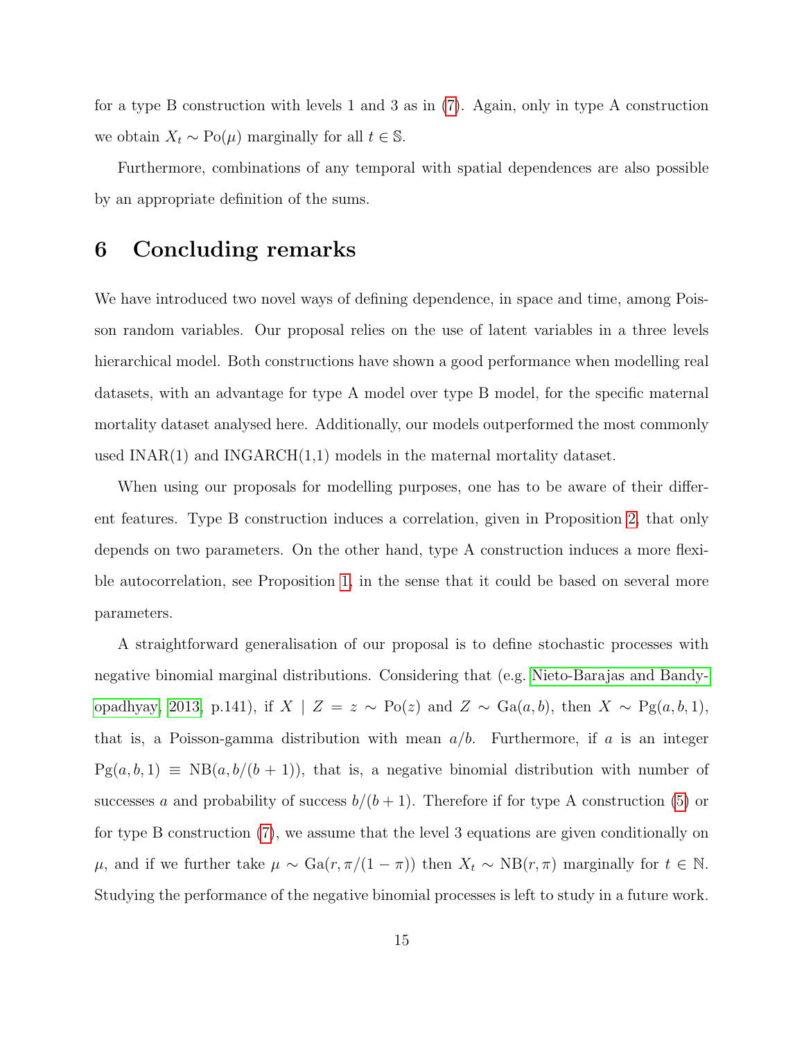for a type B construction with levels 1 and 3 as in (7). Again, only in type A construction we obtain $X_t \sim \text{Po}(\mu)$ marginally for all $t \in \mathbb{S}$.

Furthermore, combinations of any temporal with spatial dependences are also possible by an appropriate definition of the sums.

# 6 Concluding remarks

We have introduced two novel ways of defining dependence, in space and time, among Poisson random variables. Our proposal relies on the use of latent variables in a three levels hierarchical model. Both constructions have shown a good performance when modelling real datasets, with an advantage for type A model over type B model, for the specific maternal mortality dataset analysed here. Additionally, our models outperformed the most commonly used INAR(1) and INGARCH(1,1) models in the maternal mortality dataset.

When using our proposals for modelling purposes, one has to be aware of their different features. Type B construction induces a correlation, given in Proposition 2, that only depends on two parameters. On the other hand, type A construction induces a more flexible autocorrelation, see Proposition 1, in the sense that it could be based on several more parameters.

A straightforward generalisation of our proposal is to define stochastic processes with negative binomial marginal distributions. Considering that (e.g. Nieto-Barajas and Bandyopadhyay, 2013, p.141), if $X \mid Z = z \sim \text{Po}(z)$ and $Z \sim \text{Ga}(a, b)$, then $X \sim \text{Pg}(a, b, 1)$, that is, a Poisson-gamma distribution with mean $a/b$. Furthermore, if $a$ is an integer $\text{Pg}(a, b, 1) \equiv \text{NB}(a, b/(b + 1))$, that is, a negative binomial distribution with number of successes $a$ and probability of success $b/(b + 1)$. Therefore if for type A construction (5) or for type B construction (7), we assume that the level 3 equations are given conditionally on $\mu$, and if we further take $\mu \sim \text{Ga}(r, \pi/(1 - \pi))$ then $X_t \sim \text{NB}(r, \pi)$ marginally for $t \in \mathbb{N}$. Studying the performance of the negative binomial processes is left to study in a future work.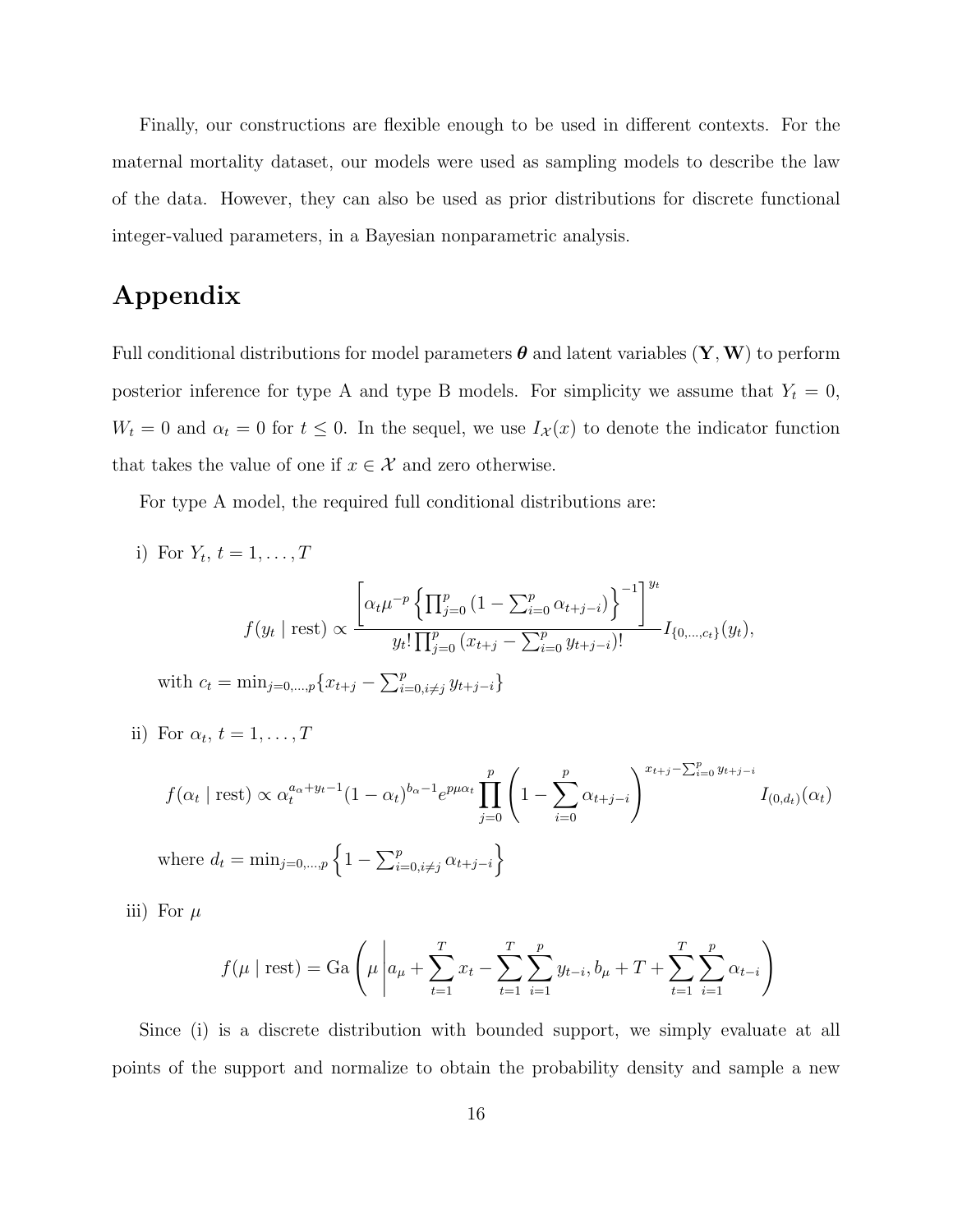Finally, our constructions are flexible enough to be used in different contexts. For the maternal mortality dataset, our models were used as sampling models to describe the law of the data. However, they can also be used as prior distributions for discrete functional integer-valued parameters, in a Bayesian nonparametric analysis.

# Appendix

Full conditional distributions for model parameters $\boldsymbol{\theta}$ and latent variables $(\mathbf{Y}, \mathbf{W})$ to perform posterior inference for type A and type B models. For simplicity we assume that $Y_t = 0$, $W_t = 0$ and $\alpha_t = 0$ for $t \leq 0$. In the sequel, we use $I_{\mathcal{X}}(x)$ to denote the indicator function that takes the value of one if $x \in \mathcal{X}$ and zero otherwise.

For type A model, the required full conditional distributions are:

i) For $Y_t$, $t = 1, \ldots, T$

$$f(y_t \mid \text{rest}) \propto \frac{\left[\alpha_t \mu^{-p} \left\{\prod_{j=0}^{p}\left(1 - \sum_{i=0}^{p} \alpha_{t+j-i}\right)\right\}^{-1}\right]^{y_t}}{y_t! \prod_{j=0}^{p}\left(x_{t+j} - \sum_{i=0}^{p} y_{t+j-i}\right)!} I_{\{0,\ldots,c_t\}}(y_t),$$

with $c_t = \min_{j=0,\ldots,p}\{x_{t+j} - \sum_{i=0, i\neq j}^{p} y_{t+j-i}\}$

ii) For $\alpha_t$, $t = 1, \ldots, T$

$$f(\alpha_t \mid \text{rest}) \propto \alpha_t^{a_\alpha + y_t - 1}(1 - \alpha_t)^{b_\alpha - 1} e^{p\mu\alpha_t} \prod_{j=0}^{p}\left(1 - \sum_{i=0}^{p} \alpha_{t+j-i}\right)^{x_{t+j} - \sum_{i=0}^{p} y_{t+j-i}} I_{(0,d_t)}(\alpha_t)$$

where $d_t = \min_{j=0,\ldots,p}\left\{1 - \sum_{i=0, i\neq j}^{p} \alpha_{t+j-i}\right\}$

iii) For $\mu$

$$f(\mu \mid \text{rest}) = \text{Ga}\left(\mu \,\middle|\, a_\mu + \sum_{t=1}^{T} x_t - \sum_{t=1}^{T}\sum_{i=1}^{p} y_{t-i}, b_\mu + T + \sum_{t=1}^{T}\sum_{i=1}^{p} \alpha_{t-i}\right)$$

Since (i) is a discrete distribution with bounded support, we simply evaluate at all points of the support and normalize to obtain the probability density and sample a new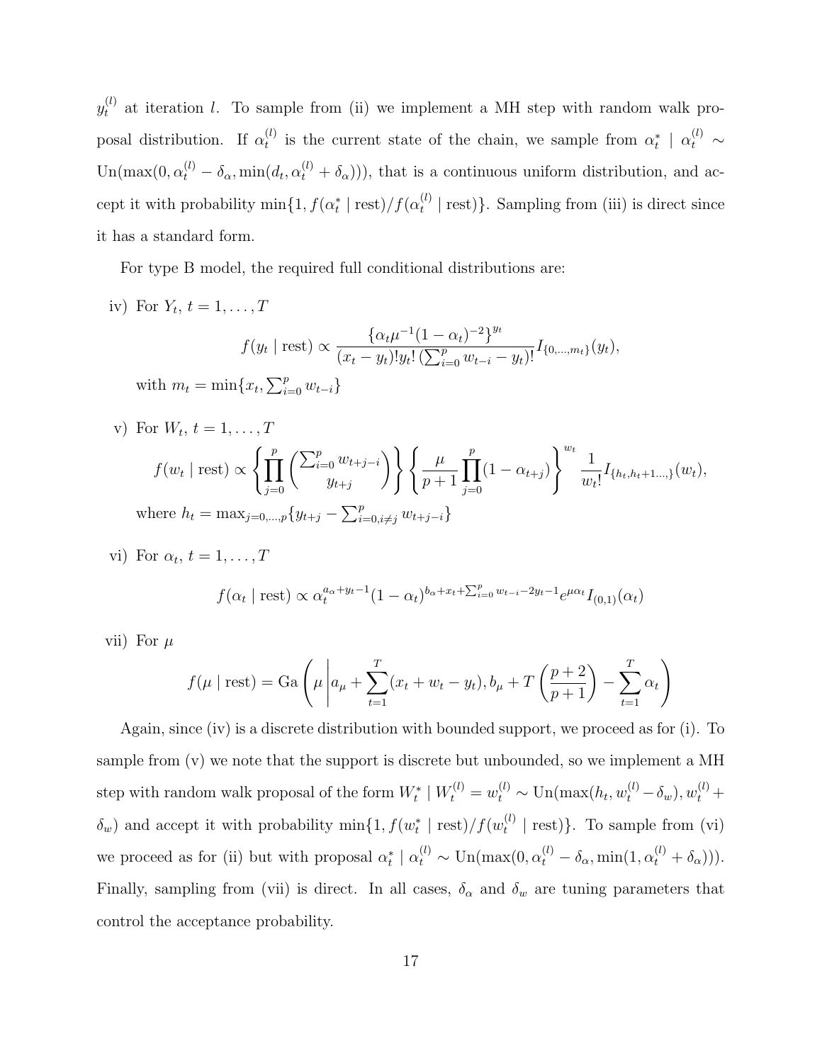$y_t^{(l)}$ at iteration $l$. To sample from (ii) we implement a MH step with random walk proposal distribution. If $\alpha_t^{(l)}$ is the current state of the chain, we sample from $\alpha_t^* \mid \alpha_t^{(l)} \sim \text{Un}(\max(0, \alpha_t^{(l)} - \delta_\alpha, \min(d_t, \alpha_t^{(l)} + \delta_\alpha)))$, that is a continuous uniform distribution, and accept it with probability $\min\{1, f(\alpha_t^* \mid \text{rest})/f(\alpha_t^{(l)} \mid \text{rest})\}$. Sampling from (iii) is direct since it has a standard form.

For type B model, the required full conditional distributions are:

iv) For $Y_t$, $t = 1, \ldots, T$

$$f(y_t \mid \text{rest}) \propto \frac{\{\alpha_t \mu^{-1}(1-\alpha_t)^{-2}\}^{y_t}}{(x_t - y_t)! y_t! \left(\sum_{i=0}^{p} w_{t-i} - y_t\right)!} I_{\{0,\ldots,m_t\}}(y_t),$$

with $m_t = \min\{x_t, \sum_{i=0}^{p} w_{t-i}\}$

v) For $W_t$, $t = 1, \ldots, T$

$$f(w_t \mid \text{rest}) \propto \left\{ \prod_{j=0}^{p} \binom{\sum_{i=0}^{p} w_{t+j-i}}{y_{t+j}} \right\} \left\{ \frac{\mu}{p+1} \prod_{j=0}^{p} (1-\alpha_{t+j}) \right\}^{w_t} \frac{1}{w_t!} I_{\{h_t, h_t+1\ldots\}}(w_t),$$

where $h_t = \max_{j=0,\ldots,p}\{y_{t+j} - \sum_{i=0, i\neq j}^{p} w_{t+j-i}\}$

vi) For $\alpha_t$, $t = 1, \ldots, T$

$$f(\alpha_t \mid \text{rest}) \propto \alpha_t^{a_\alpha + y_t - 1}(1-\alpha_t)^{b_\alpha + x_t + \sum_{i=0}^{p} w_{t-i} - 2y_t - 1} e^{\mu \alpha_t} I_{(0,1)}(\alpha_t)$$

vii) For $\mu$

$$f(\mu \mid \text{rest}) = \text{Ga}\left(\mu \left| a_\mu + \sum_{t=1}^{T}(x_t + w_t - y_t), b_\mu + T\left(\frac{p+2}{p+1}\right) - \sum_{t=1}^{T} \alpha_t \right.\right)$$

Again, since (iv) is a discrete distribution with bounded support, we proceed as for (i). To sample from (v) we note that the support is discrete but unbounded, so we implement a MH step with random walk proposal of the form $W_t^* \mid W_t^{(l)} = w_t^{(l)} \sim \text{Un}(\max(h_t, w_t^{(l)} - \delta_w), w_t^{(l)} + \delta_w)$ and accept it with probability $\min\{1, f(w_t^* \mid \text{rest})/f(w_t^{(l)} \mid \text{rest})\}$. To sample from (vi) we proceed as for (ii) but with proposal $\alpha_t^* \mid \alpha_t^{(l)} \sim \text{Un}(\max(0, \alpha_t^{(l)} - \delta_\alpha, \min(1, \alpha_t^{(l)} + \delta_\alpha)))$. Finally, sampling from (vii) is direct. In all cases, $\delta_\alpha$ and $\delta_w$ are tuning parameters that control the acceptance probability.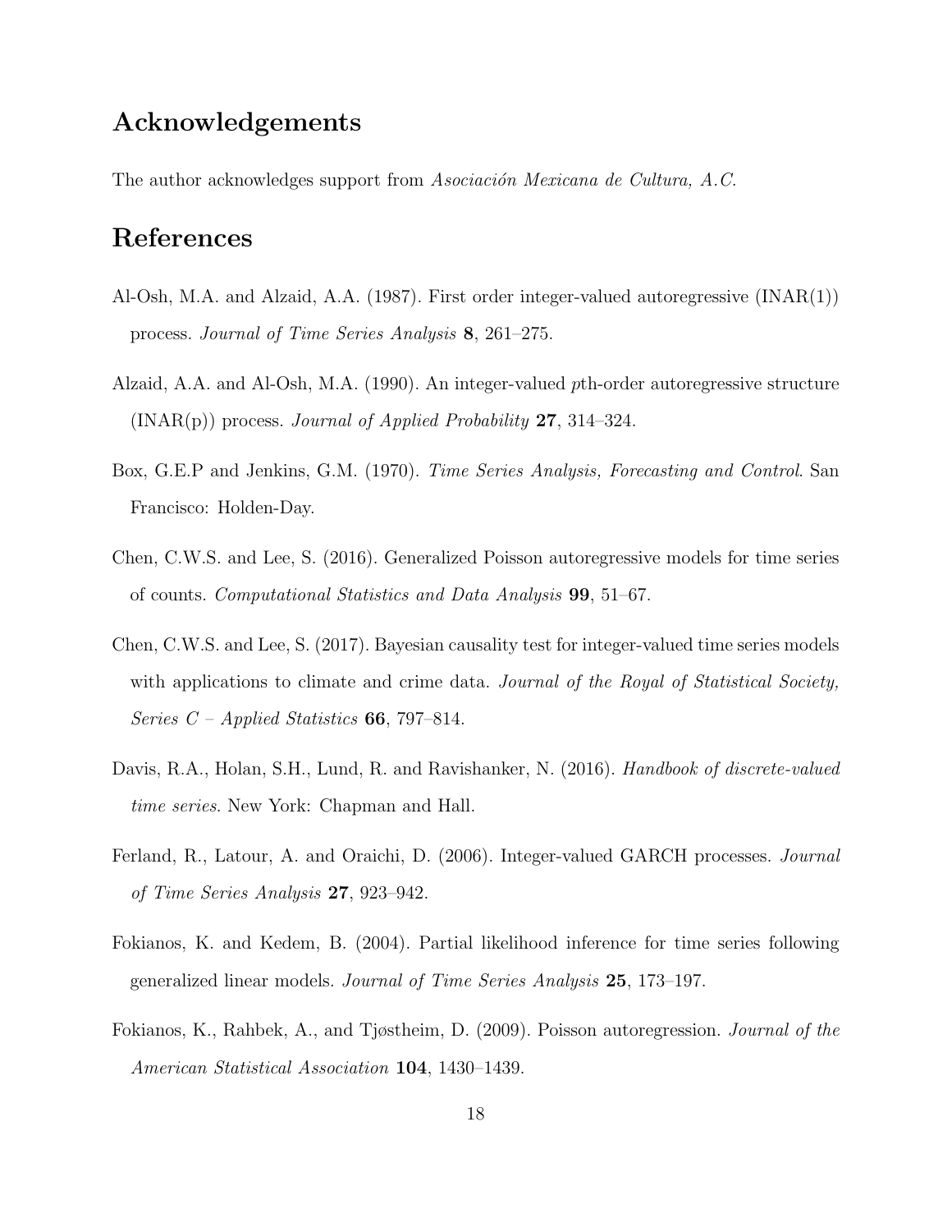## Acknowledgements

The author acknowledges support from *Asociación Mexicana de Cultura, A.C.*

## References

Al-Osh, M.A. and Alzaid, A.A. (1987). First order integer-valued autoregressive (INAR(1)) process. *Journal of Time Series Analysis* **8**, 261–275.

Alzaid, A.A. and Al-Osh, M.A. (1990). An integer-valued $p$th-order autoregressive structure (INAR(p)) process. *Journal of Applied Probability* **27**, 314–324.

Box, G.E.P and Jenkins, G.M. (1970). *Time Series Analysis, Forecasting and Control*. San Francisco: Holden-Day.

Chen, C.W.S. and Lee, S. (2016). Generalized Poisson autoregressive models for time series of counts. *Computational Statistics and Data Analysis* **99**, 51–67.

Chen, C.W.S. and Lee, S. (2017). Bayesian causality test for integer-valued time series models with applications to climate and crime data. *Journal of the Royal of Statistical Society, Series C – Applied Statistics* **66**, 797–814.

Davis, R.A., Holan, S.H., Lund, R. and Ravishanker, N. (2016). *Handbook of discrete-valued time series*. New York: Chapman and Hall.

Ferland, R., Latour, A. and Oraichi, D. (2006). Integer-valued GARCH processes. *Journal of Time Series Analysis* **27**, 923–942.

Fokianos, K. and Kedem, B. (2004). Partial likelihood inference for time series following generalized linear models. *Journal of Time Series Analysis* **25**, 173–197.

Fokianos, K., Rahbek, A., and Tjøstheim, D. (2009). Poisson autoregression. *Journal of the American Statistical Association* **104**, 1430–1439.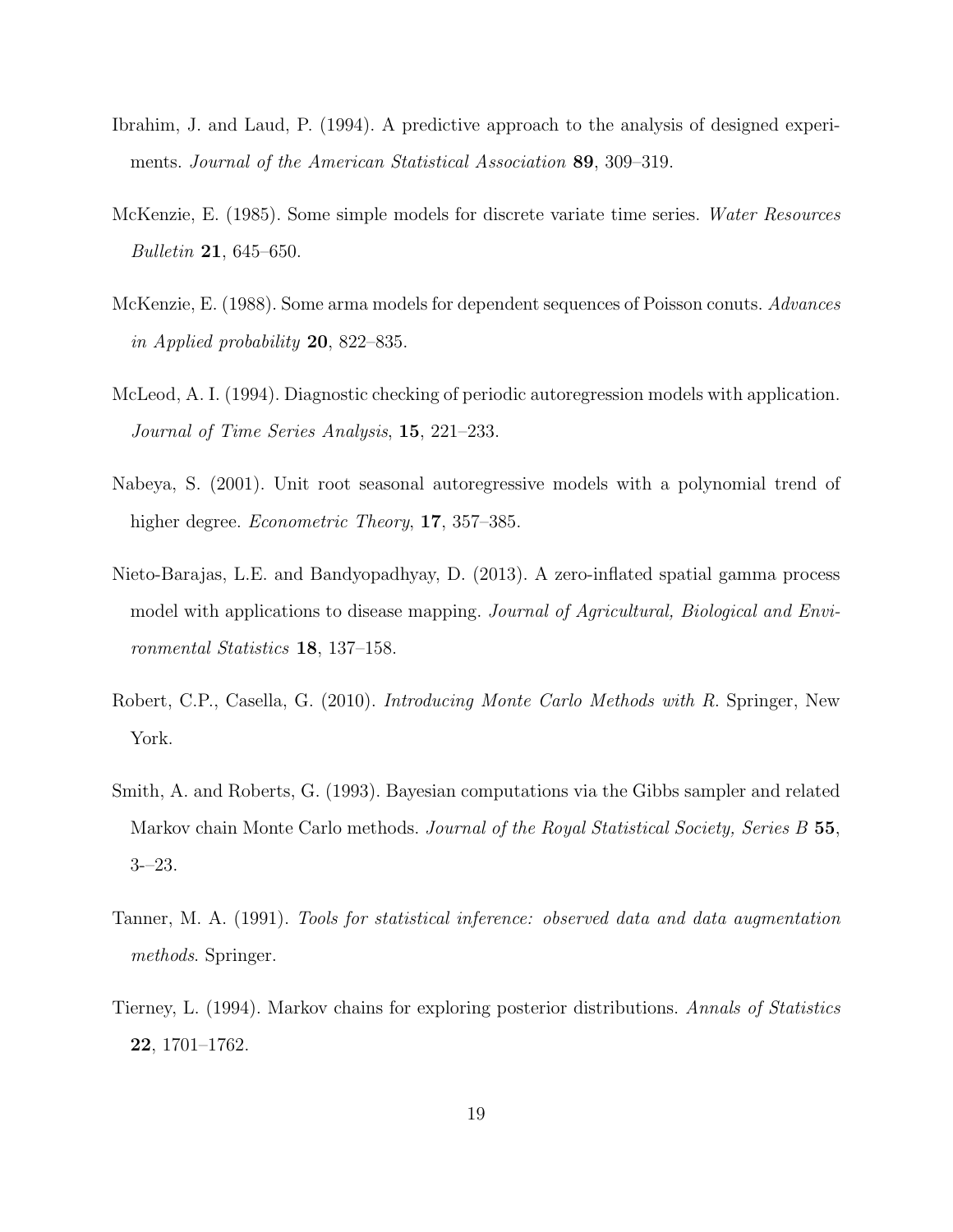Ibrahim, J. and Laud, P. (1994). A predictive approach to the analysis of designed experiments. *Journal of the American Statistical Association* **89**, 309–319.

McKenzie, E. (1985). Some simple models for discrete variate time series. *Water Resources Bulletin* **21**, 645–650.

McKenzie, E. (1988). Some arma models for dependent sequences of Poisson conuts. *Advances in Applied probability* **20**, 822–835.

McLeod, A. I. (1994). Diagnostic checking of periodic autoregression models with application. *Journal of Time Series Analysis*, **15**, 221–233.

Nabeya, S. (2001). Unit root seasonal autoregressive models with a polynomial trend of higher degree. *Econometric Theory*, **17**, 357–385.

Nieto-Barajas, L.E. and Bandyopadhyay, D. (2013). A zero-inflated spatial gamma process model with applications to disease mapping. *Journal of Agricultural, Biological and Environmental Statistics* **18**, 137–158.

Robert, C.P., Casella, G. (2010). *Introducing Monte Carlo Methods with R.* Springer, New York.

Smith, A. and Roberts, G. (1993). Bayesian computations via the Gibbs sampler and related Markov chain Monte Carlo methods. *Journal of the Royal Statistical Society, Series B* **55**, 3-–23.

Tanner, M. A. (1991). *Tools for statistical inference: observed data and data augmentation methods*. Springer.

Tierney, L. (1994). Markov chains for exploring posterior distributions. *Annals of Statistics* **22**, 1701–1762.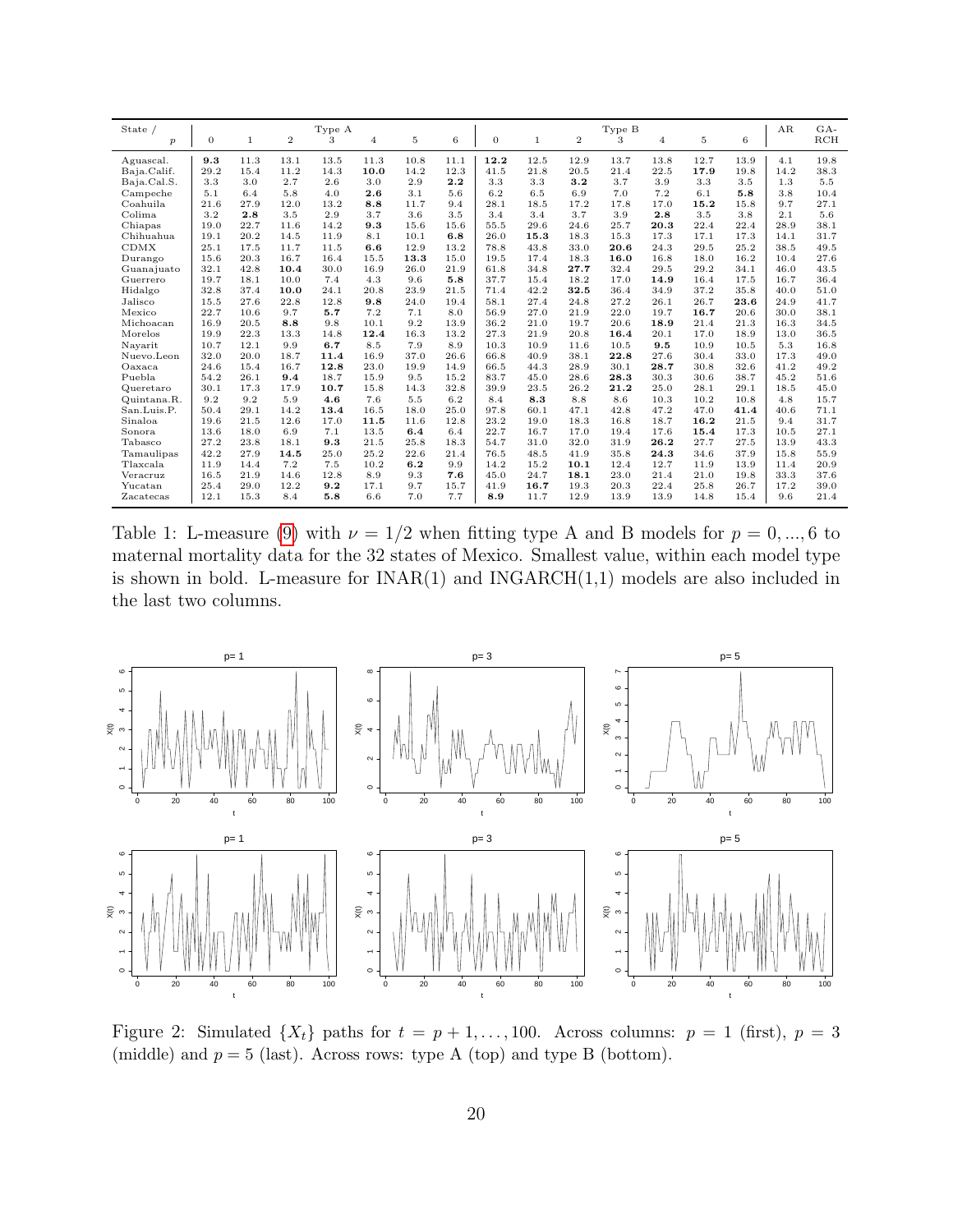| State / $p$ | Type A 0 | 1 | 2 | 3 | 4 | 5 | 6 | Type B 0 | 1 | 2 | 3 | 4 | 5 | 6 | AR | GA-RCH |
|---|---|---|---|---|---|---|---|---|---|---|---|---|---|---|---|---|
| Aguascal. | **9.3** | 11.3 | 13.1 | 13.5 | 11.3 | 10.8 | 11.1 | **12.2** | 12.5 | 12.9 | 13.7 | 13.8 | 12.7 | 13.9 | 4.1 | 19.8 |
| Baja.Calif. | 29.2 | 15.4 | 11.2 | 14.3 | **10.0** | 14.2 | 12.3 | 41.5 | 21.8 | 20.5 | 21.4 | 22.5 | **17.9** | 19.8 | 14.2 | 38.3 |
| Baja.Cal.S. | 3.3 | 3.0 | 2.7 | 2.6 | 3.0 | 2.9 | **2.2** | 3.3 | 3.3 | **3.2** | 3.7 | 3.9 | 3.3 | 3.5 | 1.3 | 5.5 |
| Campeche | 5.1 | 6.4 | 5.8 | 4.0 | **2.6** | 3.1 | 5.6 | 6.2 | 6.5 | 6.9 | 7.0 | 7.2 | 6.1 | **5.8** | 3.8 | 10.4 |
| Coahuila | 21.6 | 27.9 | 12.0 | 13.2 | **8.8** | 11.7 | 9.4 | 28.1 | 18.5 | 17.2 | 17.8 | 17.0 | **15.2** | 15.8 | 9.7 | 27.1 |
| Colima | 3.2 | **2.8** | 3.5 | 2.9 | 3.7 | 3.6 | 3.5 | 3.4 | 3.4 | 3.7 | 3.9 | **2.8** | 3.5 | 3.8 | 2.1 | 5.6 |
| Chiapas | 19.0 | 22.7 | 11.6 | 14.2 | **9.3** | 15.6 | 15.6 | 55.5 | 29.6 | 24.6 | 25.7 | **20.3** | 22.4 | 22.4 | 28.9 | 38.1 |
| Chihuahua | 19.1 | 20.2 | 14.5 | 11.9 | 8.1 | 10.1 | **6.8** | 26.0 | **15.3** | 18.3 | 15.3 | 17.3 | 17.1 | 17.3 | 14.1 | 31.7 |
| CDMX | 25.1 | 17.5 | 11.7 | 11.5 | **6.6** | 12.9 | 13.2 | 78.8 | 43.8 | 33.0 | **20.6** | 24.3 | 29.5 | 25.2 | 38.5 | 49.5 |
| Durango | 15.6 | 20.3 | 16.7 | 16.4 | 15.5 | **13.3** | 15.0 | 19.5 | 17.4 | 18.3 | **16.0** | 16.8 | 18.0 | 16.2 | 10.4 | 27.6 |
| Guanajuato | 32.1 | 42.8 | **10.4** | 30.0 | 16.9 | 26.0 | 21.9 | 61.8 | 34.8 | **27.7** | 32.4 | 29.5 | 29.2 | 34.1 | 46.0 | 43.5 |
| Guerrero | 19.7 | 18.1 | 10.0 | 7.4 | 4.3 | 9.6 | **5.8** | 37.7 | 15.4 | 18.2 | 17.0 | **14.9** | 16.4 | 17.5 | 16.7 | 36.4 |
| Hidalgo | 32.8 | 37.4 | **10.0** | 24.1 | 20.8 | 23.9 | 21.5 | 71.4 | 42.2 | **32.5** | 36.4 | 34.9 | 37.2 | 35.8 | 40.0 | 51.0 |
| Jalisco | 15.5 | 27.6 | 22.8 | 12.8 | **9.8** | 24.0 | 19.4 | 58.1 | 27.4 | 24.8 | 27.2 | 26.1 | 26.7 | **23.6** | 24.9 | 41.7 |
| Mexico | 22.7 | 10.6 | 9.7 | **5.7** | 7.2 | 7.1 | 8.0 | 56.9 | 27.0 | 21.9 | 22.0 | 19.7 | **16.7** | 20.6 | 30.0 | 38.1 |
| Michoacan | 16.9 | 20.5 | **8.8** | 9.8 | 10.1 | 9.2 | 13.9 | 36.2 | 21.0 | 19.7 | 20.6 | **18.9** | 21.4 | 21.3 | 16.3 | 34.5 |
| Morelos | 19.9 | 22.3 | 13.3 | 14.8 | **12.4** | 16.3 | 13.2 | 27.3 | 21.9 | 20.8 | **16.4** | 20.1 | 17.0 | 18.9 | 13.0 | 36.5 |
| Nayarit | 10.7 | 12.1 | 9.9 | **6.7** | 8.5 | 7.9 | 8.9 | 10.3 | 10.9 | 11.6 | 10.5 | **9.5** | 10.9 | 10.5 | 5.3 | 16.8 |
| Nuevo.Leon | 32.0 | 20.0 | 18.7 | **11.4** | 16.9 | 37.0 | 26.6 | 66.8 | 40.9 | 38.1 | **22.8** | 27.6 | 30.4 | 33.0 | 17.3 | 49.0 |
| Oaxaca | 24.6 | 15.4 | 16.7 | **12.8** | 23.0 | 19.9 | 14.9 | 66.5 | 44.3 | 28.9 | 30.1 | **28.7** | 30.8 | 32.6 | 41.2 | 49.2 |
| Puebla | 54.2 | 26.1 | **9.4** | 18.7 | 15.9 | 9.5 | 15.2 | 83.7 | 45.0 | 28.6 | **28.3** | 30.3 | 30.6 | 38.7 | 45.2 | 51.6 |
| Queretaro | 30.1 | 17.3 | 17.9 | **10.7** | 15.8 | 14.3 | 32.8 | 39.9 | 23.5 | 26.2 | **21.2** | 25.0 | 28.1 | 29.1 | 18.5 | 45.0 |
| Quintana.R. | 9.2 | 9.2 | 5.9 | **4.6** | 7.6 | 5.5 | 6.2 | 8.4 | **8.3** | 8.8 | 8.6 | 10.3 | 10.2 | 10.8 | 4.8 | 15.7 |
| San.Luis.P. | 50.4 | 29.1 | 14.2 | **13.4** | 16.5 | 18.0 | 25.0 | 97.8 | 60.1 | 47.1 | 42.8 | 47.2 | 47.0 | **41.4** | 40.6 | 71.1 |
| Sinaloa | 19.6 | 21.5 | 12.6 | 17.0 | **11.5** | 11.6 | 12.8 | 23.2 | 19.0 | 18.3 | 16.8 | 18.7 | **16.2** | 21.5 | 9.4 | 31.7 |
| Sonora | 13.6 | 18.0 | 6.9 | 7.1 | 13.5 | **6.4** | 6.4 | 22.7 | 16.7 | 17.0 | 19.4 | 17.6 | **15.4** | 17.3 | 10.5 | 27.1 |
| Tabasco | 27.2 | 23.8 | 18.1 | **9.3** | 21.5 | 25.8 | 18.3 | 54.7 | 31.0 | 32.0 | 31.9 | **26.2** | 27.7 | 27.5 | 13.9 | 43.3 |
| Tamaulipas | 42.2 | 27.9 | **14.5** | 25.0 | 25.2 | 22.6 | 21.4 | 76.5 | 48.5 | 41.9 | 35.8 | **24.3** | 34.6 | 37.9 | 15.8 | 55.9 |
| Tlaxcala | 11.9 | 14.4 | 7.2 | 7.5 | 10.2 | **6.2** | 9.9 | 14.2 | 15.2 | **10.1** | 12.4 | 12.7 | 11.9 | 13.9 | 11.4 | 20.9 |
| Veracruz | 16.5 | 21.9 | 14.6 | 12.8 | 8.9 | 9.3 | **7.6** | 45.0 | 24.7 | **18.1** | 23.0 | 21.4 | 21.0 | 19.8 | 33.3 | 37.6 |
| Yucatan | 25.4 | 29.0 | 12.2 | **9.2** | 17.1 | 9.7 | 15.7 | 41.9 | **16.7** | 19.3 | 20.3 | 22.4 | 25.8 | 26.7 | 17.2 | 39.0 |
| Zacatecas | 12.1 | 15.3 | 8.4 | **5.8** | 6.6 | 7.0 | 7.7 | **8.9** | 11.7 | 12.9 | 13.9 | 13.9 | 14.8 | 15.4 | 9.6 | 21.4 |

Table 1: L-measure (9) with $\nu = 1/2$ when fitting type A and B models for $p = 0, ..., 6$ to maternal mortality data for the 32 states of Mexico. Smallest value, within each model type is shown in bold. L-measure for INAR(1) and INGARCH(1,1) models are also included in the last two columns.

Figure 2: Simulated $\{X_t\}$ paths for $t = p + 1, \ldots, 100$. Across columns: $p = 1$ (first), $p = 3$ (middle) and $p = 5$ (last). Across rows: type A (top) and type B (bottom).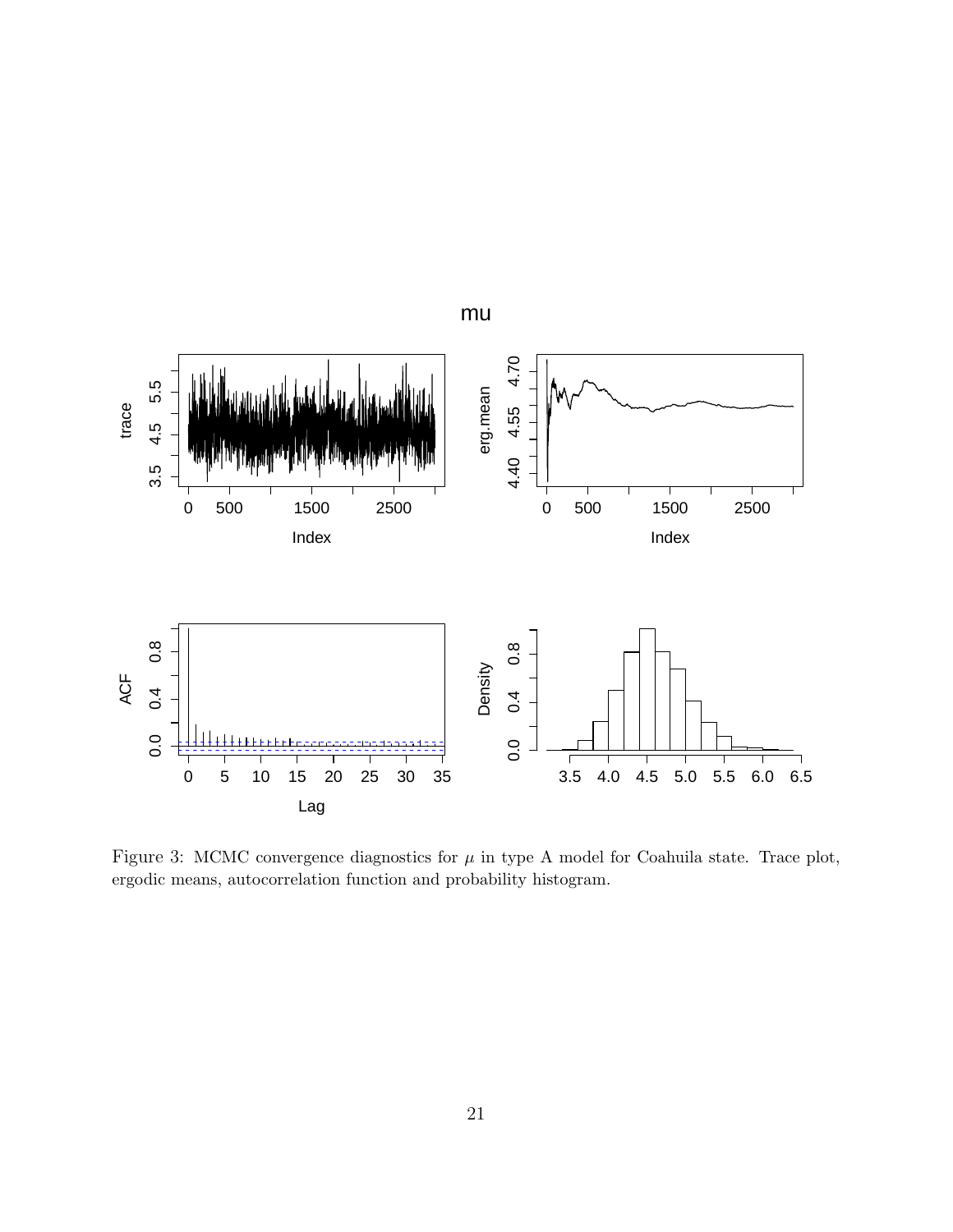Figure 3: MCMC convergence diagnostics for $\mu$ in type A model for Coahuila state. Trace plot, ergodic means, autocorrelation function and probability histogram.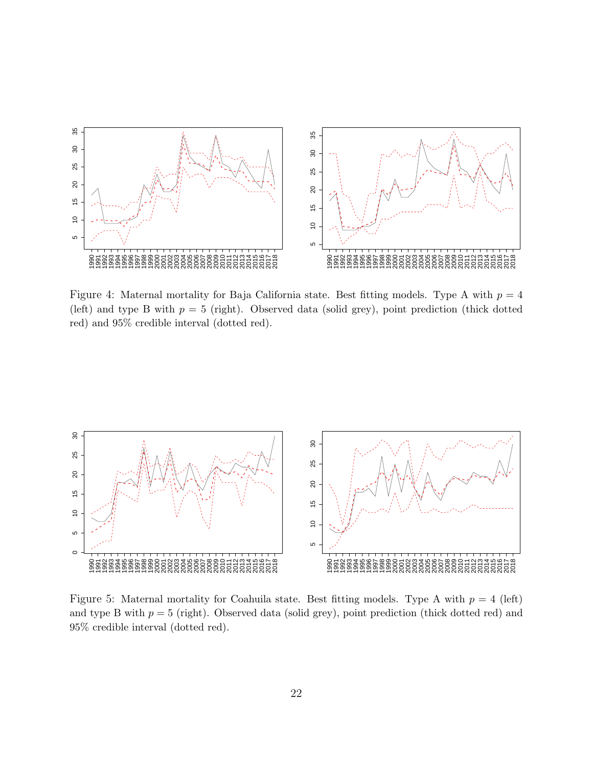Figure 4: Maternal mortality for Baja California state. Best fitting models. Type A with $p = 4$ (left) and type B with $p = 5$ (right). Observed data (solid grey), point prediction (thick dotted red) and 95% credible interval (dotted red).

Figure 5: Maternal mortality for Coahuila state. Best fitting models. Type A with $p = 4$ (left) and type B with $p = 5$ (right). Observed data (solid grey), point prediction (thick dotted red) and 95% credible interval (dotted red).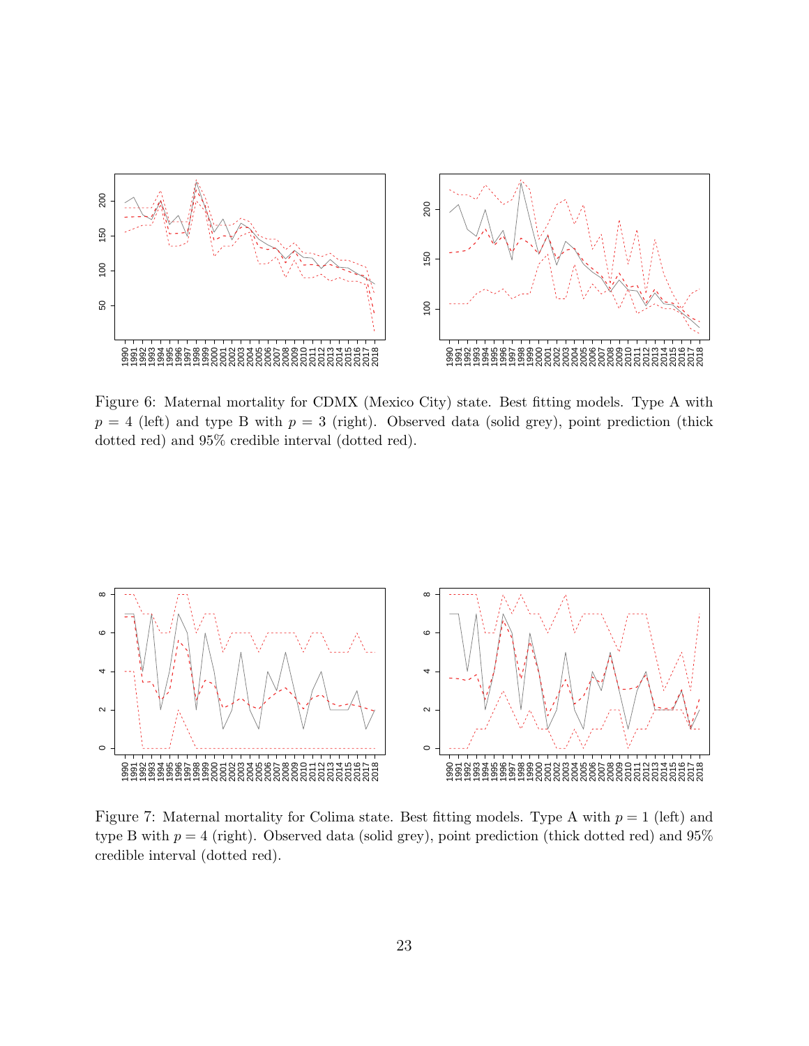Figure 6: Maternal mortality for CDMX (Mexico City) state. Best fitting models. Type A with $p = 4$ (left) and type B with $p = 3$ (right). Observed data (solid grey), point prediction (thick dotted red) and 95% credible interval (dotted red).

Figure 7: Maternal mortality for Colima state. Best fitting models. Type A with $p = 1$ (left) and type B with $p = 4$ (right). Observed data (solid grey), point prediction (thick dotted red) and 95% credible interval (dotted red).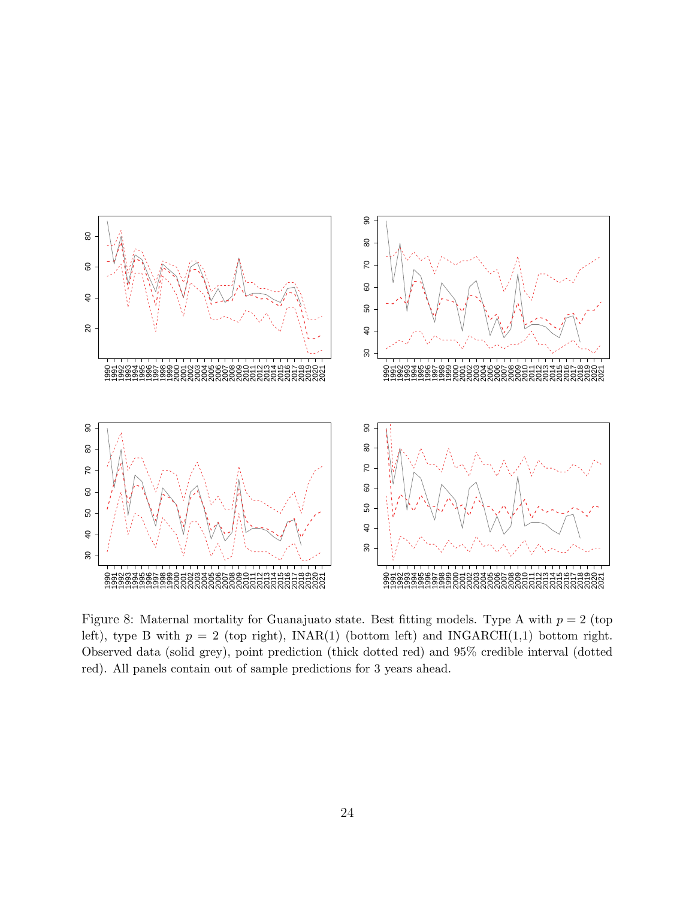80
60
40
20
1990 1991 1992 1993 1994 1995 1996 1997 1998 1999 2000 2001 2002 2003 2004 2005 2006 2007 2008 2009 2010 2011 2012 2013 2014 2015 2016 2017 2018 2019 2020 2021

90
80
70
60
50
40
30
1990 1991 1992 1993 1994 1995 1996 1997 1998 1999 2000 2001 2002 2003 2004 2005 2006 2007 2008 2009 2010 2011 2012 2013 2014 2015 2016 2017 2018 2019 2020 2021

90
80
70
60
50
40
30
1990 1991 1992 1993 1994 1995 1996 1997 1998 1999 2000 2001 2002 2003 2004 2005 2006 2007 2008 2009 2010 2011 2012 2013 2014 2015 2016 2017 2018 2019 2020 2021

90
80
70
60
50
40
30
1990 1991 1992 1993 1994 1995 1996 1997 1998 1999 2000 2001 2002 2003 2004 2005 2006 2007 2008 2009 2010 2011 2012 2013 2014 2015 2016 2017 2018 2019 2020 2021

Figure 8: Maternal mortality for Guanajuato state. Best fitting models. Type A with $p = 2$ (top left), type B with $p = 2$ (top right), INAR(1) (bottom left) and INGARCH(1,1) bottom right. Observed data (solid grey), point prediction (thick dotted red) and 95% credible interval (dotted red). All panels contain out of sample predictions for 3 years ahead.